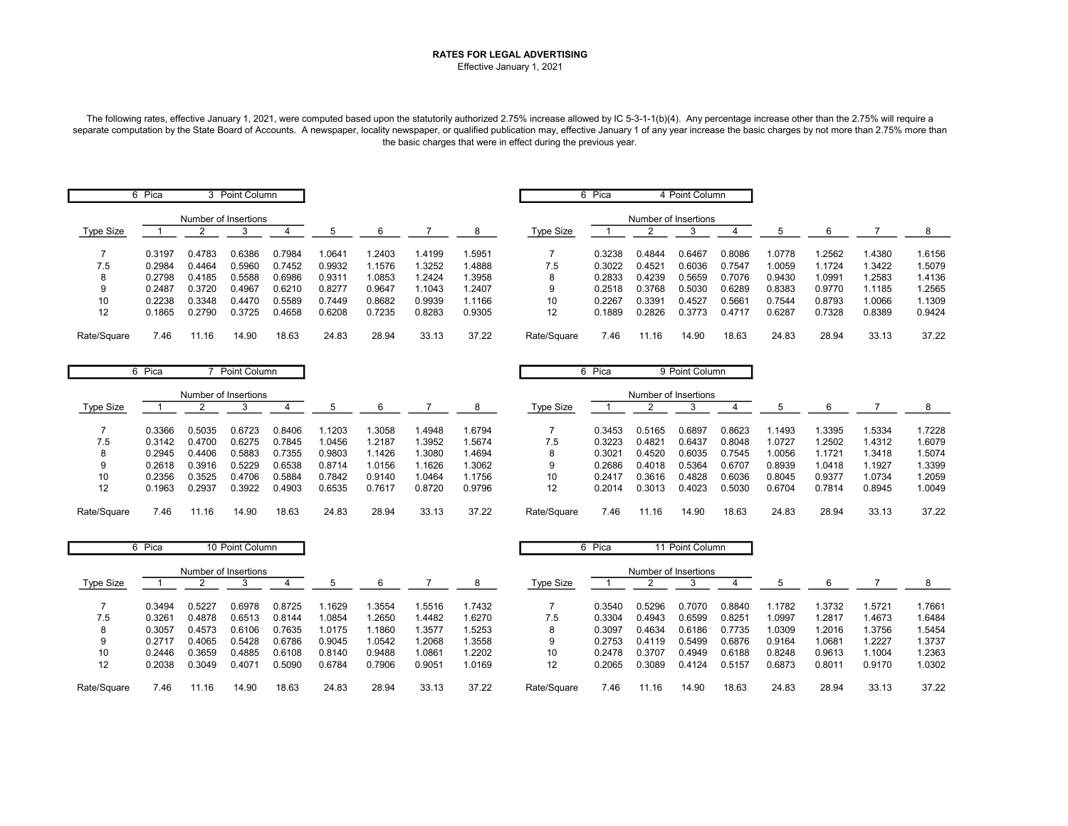# RATES FOR LEGAL ADVERTISING

Effective January 1, 2021

The following rates, effective January 1, 2021, were computed based upon the statutorily authorized 2.75% increase allowed by IC 5-3-1-1(b)(4). Any percentage increase other than the 2.75% will require a separate computation by the State Board of Accounts. A newspaper, locality newspaper, or qualified publication may, effective January 1 of any year increase the basic charges by not more than 2.75% more than the basic charges that were in effect during the previous year.

## 6 Pica 3 Point Column

| Type Size | Number of Insertions | | | | | | | |
|---|---|---|---|---|---|---|---|---|
| | 1 | 2 | 3 | 4 | 5 | 6 | 7 | 8 |
| 7 | 0.3197 | 0.4783 | 0.6386 | 0.7984 | 1.0641 | 1.2403 | 1.4199 | 1.5951 |
| 7.5 | 0.2984 | 0.4464 | 0.5960 | 0.7452 | 0.9932 | 1.1576 | 1.3252 | 1.4888 |
| 8 | 0.2798 | 0.4185 | 0.5588 | 0.6986 | 0.9311 | 1.0853 | 1.2424 | 1.3958 |
| 9 | 0.2487 | 0.3720 | 0.4967 | 0.6210 | 0.8277 | 0.9647 | 1.1043 | 1.2407 |
| 10 | 0.2238 | 0.3348 | 0.4470 | 0.5589 | 0.7449 | 0.8682 | 0.9939 | 1.1166 |
| 12 | 0.1865 | 0.2790 | 0.3725 | 0.4658 | 0.6208 | 0.7235 | 0.8283 | 0.9305 |
| Rate/Square | 7.46 | 11.16 | 14.90 | 18.63 | 24.83 | 28.94 | 33.13 | 37.22 |

## 6 Pica 4 Point Column

| Type Size | Number of Insertions | | | | | | | |
|---|---|---|---|---|---|---|---|---|
| | 1 | 2 | 3 | 4 | 5 | 6 | 7 | 8 |
| 7 | 0.3238 | 0.4844 | 0.6467 | 0.8086 | 1.0778 | 1.2562 | 1.4380 | 1.6156 |
| 7.5 | 0.3022 | 0.4521 | 0.6036 | 0.7547 | 1.0059 | 1.1724 | 1.3422 | 1.5079 |
| 8 | 0.2833 | 0.4239 | 0.5659 | 0.7076 | 0.9430 | 1.0991 | 1.2583 | 1.4136 |
| 9 | 0.2518 | 0.3768 | 0.5030 | 0.6289 | 0.8383 | 0.9770 | 1.1185 | 1.2565 |
| 10 | 0.2267 | 0.3391 | 0.4527 | 0.5661 | 0.7544 | 0.8793 | 1.0066 | 1.1309 |
| 12 | 0.1889 | 0.2826 | 0.3773 | 0.4717 | 0.6287 | 0.7328 | 0.8389 | 0.9424 |
| Rate/Square | 7.46 | 11.16 | 14.90 | 18.63 | 24.83 | 28.94 | 33.13 | 37.22 |

## 6 Pica 7 Point Column

| Type Size | Number of Insertions | | | | | | | |
|---|---|---|---|---|---|---|---|---|
| | 1 | 2 | 3 | 4 | 5 | 6 | 7 | 8 |
| 7 | 0.3366 | 0.5035 | 0.6723 | 0.8406 | 1.1203 | 1.3058 | 1.4948 | 1.6794 |
| 7.5 | 0.3142 | 0.4700 | 0.6275 | 0.7845 | 1.0456 | 1.2187 | 1.3952 | 1.5674 |
| 8 | 0.2945 | 0.4406 | 0.5883 | 0.7355 | 0.9803 | 1.1426 | 1.3080 | 1.4694 |
| 9 | 0.2618 | 0.3916 | 0.5229 | 0.6538 | 0.8714 | 1.0156 | 1.1626 | 1.3062 |
| 10 | 0.2356 | 0.3525 | 0.4706 | 0.5884 | 0.7842 | 0.9140 | 1.0464 | 1.1756 |
| 12 | 0.1963 | 0.2937 | 0.3922 | 0.4903 | 0.6535 | 0.7617 | 0.8720 | 0.9796 |
| Rate/Square | 7.46 | 11.16 | 14.90 | 18.63 | 24.83 | 28.94 | 33.13 | 37.22 |

## 6 Pica 9 Point Column

| Type Size | Number of Insertions | | | | | | | |
|---|---|---|---|---|---|---|---|---|
| | 1 | 2 | 3 | 4 | 5 | 6 | 7 | 8 |
| 7 | 0.3453 | 0.5165 | 0.6897 | 0.8623 | 1.1493 | 1.3395 | 1.5334 | 1.7228 |
| 7.5 | 0.3223 | 0.4821 | 0.6437 | 0.8048 | 1.0727 | 1.2502 | 1.4312 | 1.6079 |
| 8 | 0.3021 | 0.4520 | 0.6035 | 0.7545 | 1.0056 | 1.1721 | 1.3418 | 1.5074 |
| 9 | 0.2686 | 0.4018 | 0.5364 | 0.6707 | 0.8939 | 1.0418 | 1.1927 | 1.3399 |
| 10 | 0.2417 | 0.3616 | 0.4828 | 0.6036 | 0.8045 | 0.9377 | 1.0734 | 1.2059 |
| 12 | 0.2014 | 0.3013 | 0.4023 | 0.5030 | 0.6704 | 0.7814 | 0.8945 | 1.0049 |
| Rate/Square | 7.46 | 11.16 | 14.90 | 18.63 | 24.83 | 28.94 | 33.13 | 37.22 |

## 6 Pica 10 Point Column

| Type Size | Number of Insertions | | | | | | | |
|---|---|---|---|---|---|---|---|---|
| | 1 | 2 | 3 | 4 | 5 | 6 | 7 | 8 |
| 7 | 0.3494 | 0.5227 | 0.6978 | 0.8725 | 1.1629 | 1.3554 | 1.5516 | 1.7432 |
| 7.5 | 0.3261 | 0.4878 | 0.6513 | 0.8144 | 1.0854 | 1.2650 | 1.4482 | 1.6270 |
| 8 | 0.3057 | 0.4573 | 0.6106 | 0.7635 | 1.0175 | 1.1860 | 1.3577 | 1.5253 |
| 9 | 0.2717 | 0.4065 | 0.5428 | 0.6786 | 0.9045 | 1.0542 | 1.2068 | 1.3558 |
| 10 | 0.2446 | 0.3659 | 0.4885 | 0.6108 | 0.8140 | 0.9488 | 1.0861 | 1.2202 |
| 12 | 0.2038 | 0.3049 | 0.4071 | 0.5090 | 0.6784 | 0.7906 | 0.9051 | 1.0169 |
| Rate/Square | 7.46 | 11.16 | 14.90 | 18.63 | 24.83 | 28.94 | 33.13 | 37.22 |

## 6 Pica 11 Point Column

| Type Size | Number of Insertions | | | | | | | |
|---|---|---|---|---|---|---|---|---|
| | 1 | 2 | 3 | 4 | 5 | 6 | 7 | 8 |
| 7 | 0.3540 | 0.5296 | 0.7070 | 0.8840 | 1.1782 | 1.3732 | 1.5721 | 1.7661 |
| 7.5 | 0.3304 | 0.4943 | 0.6599 | 0.8251 | 1.0997 | 1.2817 | 1.4673 | 1.6484 |
| 8 | 0.3097 | 0.4634 | 0.6186 | 0.7735 | 1.0309 | 1.2016 | 1.3756 | 1.5454 |
| 9 | 0.2753 | 0.4119 | 0.5499 | 0.6876 | 0.9164 | 1.0681 | 1.2227 | 1.3737 |
| 10 | 0.2478 | 0.3707 | 0.4949 | 0.6188 | 0.8248 | 0.9613 | 1.1004 | 1.2363 |
| 12 | 0.2065 | 0.3089 | 0.4124 | 0.5157 | 0.6873 | 0.8011 | 0.9170 | 1.0302 |
| Rate/Square | 7.46 | 11.16 | 14.90 | 18.63 | 24.83 | 28.94 | 33.13 | 37.22 |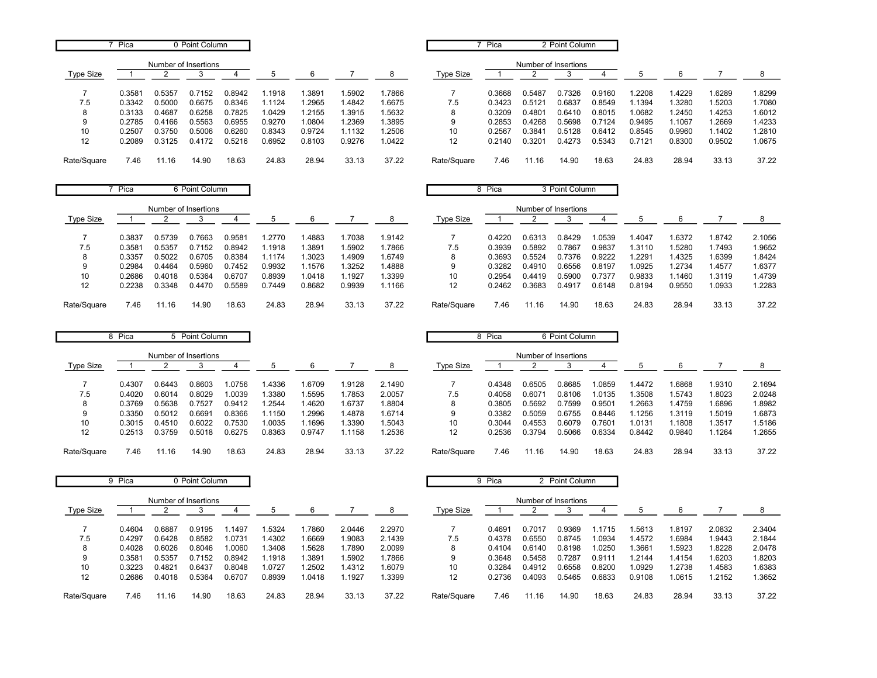### 7 Pica 0 Point Column

| Type Size | 1 | 2 | 3 | 4 | 5 | 6 | 7 | 8 |
|---|---|---|---|---|---|---|---|---|
| | Number of Insertions | | | | | | | |
| 7 | 0.3581 | 0.5357 | 0.7152 | 0.8942 | 1.1918 | 1.3891 | 1.5902 | 1.7866 |
| 7.5 | 0.3342 | 0.5000 | 0.6675 | 0.8346 | 1.1124 | 1.2965 | 1.4842 | 1.6675 |
| 8 | 0.3133 | 0.4687 | 0.6258 | 0.7825 | 1.0429 | 1.2155 | 1.3915 | 1.5632 |
| 9 | 0.2785 | 0.4166 | 0.5563 | 0.6955 | 0.9270 | 1.0804 | 1.2369 | 1.3895 |
| 10 | 0.2507 | 0.3750 | 0.5006 | 0.6260 | 0.8343 | 0.9724 | 1.1132 | 1.2506 |
| 12 | 0.2089 | 0.3125 | 0.4172 | 0.5216 | 0.6952 | 0.8103 | 0.9276 | 1.0422 |
| Rate/Square | 7.46 | 11.16 | 14.90 | 18.63 | 24.83 | 28.94 | 33.13 | 37.22 |

### 7 Pica 2 Point Column

| Type Size | 1 | 2 | 3 | 4 | 5 | 6 | 7 | 8 |
|---|---|---|---|---|---|---|---|---|
| | Number of Insertions | | | | | | | |
| 7 | 0.3668 | 0.5487 | 0.7326 | 0.9160 | 1.2208 | 1.4229 | 1.6289 | 1.8299 |
| 7.5 | 0.3423 | 0.5121 | 0.6837 | 0.8549 | 1.1394 | 1.3280 | 1.5203 | 1.7080 |
| 8 | 0.3209 | 0.4801 | 0.6410 | 0.8015 | 1.0682 | 1.2450 | 1.4253 | 1.6012 |
| 9 | 0.2853 | 0.4268 | 0.5698 | 0.7124 | 0.9495 | 1.1067 | 1.2669 | 1.4233 |
| 10 | 0.2567 | 0.3841 | 0.5128 | 0.6412 | 0.8545 | 0.9960 | 1.1402 | 1.2810 |
| 12 | 0.2140 | 0.3201 | 0.4273 | 0.5343 | 0.7121 | 0.8300 | 0.9502 | 1.0675 |
| Rate/Square | 7.46 | 11.16 | 14.90 | 18.63 | 24.83 | 28.94 | 33.13 | 37.22 |

### 7 Pica 6 Point Column

| Type Size | 1 | 2 | 3 | 4 | 5 | 6 | 7 | 8 |
|---|---|---|---|---|---|---|---|---|
| | Number of Insertions | | | | | | | |
| 7 | 0.3837 | 0.5739 | 0.7663 | 0.9581 | 1.2770 | 1.4883 | 1.7038 | 1.9142 |
| 7.5 | 0.3581 | 0.5357 | 0.7152 | 0.8942 | 1.1918 | 1.3891 | 1.5902 | 1.7866 |
| 8 | 0.3357 | 0.5022 | 0.6705 | 0.8384 | 1.1174 | 1.3023 | 1.4909 | 1.6749 |
| 9 | 0.2984 | 0.4464 | 0.5960 | 0.7452 | 0.9932 | 1.1576 | 1.3252 | 1.4888 |
| 10 | 0.2686 | 0.4018 | 0.5364 | 0.6707 | 0.8939 | 1.0418 | 1.1927 | 1.3399 |
| 12 | 0.2238 | 0.3348 | 0.4470 | 0.5589 | 0.7449 | 0.8682 | 0.9939 | 1.1166 |
| Rate/Square | 7.46 | 11.16 | 14.90 | 18.63 | 24.83 | 28.94 | 33.13 | 37.22 |

### 8 Pica 3 Point Column

| Type Size | 1 | 2 | 3 | 4 | 5 | 6 | 7 | 8 |
|---|---|---|---|---|---|---|---|---|
| | Number of Insertions | | | | | | | |
| 7 | 0.4220 | 0.6313 | 0.8429 | 1.0539 | 1.4047 | 1.6372 | 1.8742 | 2.1056 |
| 7.5 | 0.3939 | 0.5892 | 0.7867 | 0.9837 | 1.3110 | 1.5280 | 1.7493 | 1.9652 |
| 8 | 0.3693 | 0.5524 | 0.7376 | 0.9222 | 1.2291 | 1.4325 | 1.6399 | 1.8424 |
| 9 | 0.3282 | 0.4910 | 0.6556 | 0.8197 | 1.0925 | 1.2734 | 1.4577 | 1.6377 |
| 10 | 0.2954 | 0.4419 | 0.5900 | 0.7377 | 0.9833 | 1.1460 | 1.3119 | 1.4739 |
| 12 | 0.2462 | 0.3683 | 0.4917 | 0.6148 | 0.8194 | 0.9550 | 1.0933 | 1.2283 |
| Rate/Square | 7.46 | 11.16 | 14.90 | 18.63 | 24.83 | 28.94 | 33.13 | 37.22 |

### 8 Pica 5 Point Column

| Type Size | 1 | 2 | 3 | 4 | 5 | 6 | 7 | 8 |
|---|---|---|---|---|---|---|---|---|
| | Number of Insertions | | | | | | | |
| 7 | 0.4307 | 0.6443 | 0.8603 | 1.0756 | 1.4336 | 1.6709 | 1.9128 | 2.1490 |
| 7.5 | 0.4020 | 0.6014 | 0.8029 | 1.0039 | 1.3380 | 1.5595 | 1.7853 | 2.0057 |
| 8 | 0.3769 | 0.5638 | 0.7527 | 0.9412 | 1.2544 | 1.4620 | 1.6737 | 1.8804 |
| 9 | 0.3350 | 0.5012 | 0.6691 | 0.8366 | 1.1150 | 1.2996 | 1.4878 | 1.6714 |
| 10 | 0.3015 | 0.4510 | 0.6022 | 0.7530 | 1.0035 | 1.1696 | 1.3390 | 1.5043 |
| 12 | 0.2513 | 0.3759 | 0.5018 | 0.6275 | 0.8363 | 0.9747 | 1.1158 | 1.2536 |
| Rate/Square | 7.46 | 11.16 | 14.90 | 18.63 | 24.83 | 28.94 | 33.13 | 37.22 |

### 8 Pica 6 Point Column

| Type Size | 1 | 2 | 3 | 4 | 5 | 6 | 7 | 8 |
|---|---|---|---|---|---|---|---|---|
| | Number of Insertions | | | | | | | |
| 7 | 0.4348 | 0.6505 | 0.8685 | 1.0859 | 1.4472 | 1.6868 | 1.9310 | 2.1694 |
| 7.5 | 0.4058 | 0.6071 | 0.8106 | 1.0135 | 1.3508 | 1.5743 | 1.8023 | 2.0248 |
| 8 | 0.3805 | 0.5692 | 0.7599 | 0.9501 | 1.2663 | 1.4759 | 1.6896 | 1.8982 |
| 9 | 0.3382 | 0.5059 | 0.6755 | 0.8446 | 1.1256 | 1.3119 | 1.5019 | 1.6873 |
| 10 | 0.3044 | 0.4553 | 0.6079 | 0.7601 | 1.0131 | 1.1808 | 1.3517 | 1.5186 |
| 12 | 0.2536 | 0.3794 | 0.5066 | 0.6334 | 0.8442 | 0.9840 | 1.1264 | 1.2655 |
| Rate/Square | 7.46 | 11.16 | 14.90 | 18.63 | 24.83 | 28.94 | 33.13 | 37.22 |

### 9 Pica 0 Point Column

| Type Size | 1 | 2 | 3 | 4 | 5 | 6 | 7 | 8 |
|---|---|---|---|---|---|---|---|---|
| | Number of Insertions | | | | | | | |
| 7 | 0.4604 | 0.6887 | 0.9195 | 1.1497 | 1.5324 | 1.7860 | 2.0446 | 2.2970 |
| 7.5 | 0.4297 | 0.6428 | 0.8582 | 1.0731 | 1.4302 | 1.6669 | 1.9083 | 2.1439 |
| 8 | 0.4028 | 0.6026 | 0.8046 | 1.0060 | 1.3408 | 1.5628 | 1.7890 | 2.0099 |
| 9 | 0.3581 | 0.5357 | 0.7152 | 0.8942 | 1.1918 | 1.3891 | 1.5902 | 1.7866 |
| 10 | 0.3223 | 0.4821 | 0.6437 | 0.8048 | 1.0727 | 1.2502 | 1.4312 | 1.6079 |
| 12 | 0.2686 | 0.4018 | 0.5364 | 0.6707 | 0.8939 | 1.0418 | 1.1927 | 1.3399 |
| Rate/Square | 7.46 | 11.16 | 14.90 | 18.63 | 24.83 | 28.94 | 33.13 | 37.22 |

### 9 Pica 2 Point Column

| Type Size | 1 | 2 | 3 | 4 | 5 | 6 | 7 | 8 |
|---|---|---|---|---|---|---|---|---|
| | Number of Insertions | | | | | | | |
| 7 | 0.4691 | 0.7017 | 0.9369 | 1.1715 | 1.5613 | 1.8197 | 2.0832 | 2.3404 |
| 7.5 | 0.4378 | 0.6550 | 0.8745 | 1.0934 | 1.4572 | 1.6984 | 1.9443 | 2.1844 |
| 8 | 0.4104 | 0.6140 | 0.8198 | 1.0250 | 1.3661 | 1.5923 | 1.8228 | 2.0478 |
| 9 | 0.3648 | 0.5458 | 0.7287 | 0.9111 | 1.2144 | 1.4154 | 1.6203 | 1.8203 |
| 10 | 0.3284 | 0.4912 | 0.6558 | 0.8200 | 1.0929 | 1.2738 | 1.4583 | 1.6383 |
| 12 | 0.2736 | 0.4093 | 0.5465 | 0.6833 | 0.9108 | 1.0615 | 1.2152 | 1.3652 |
| Rate/Square | 7.46 | 11.16 | 14.90 | 18.63 | 24.83 | 28.94 | 33.13 | 37.22 |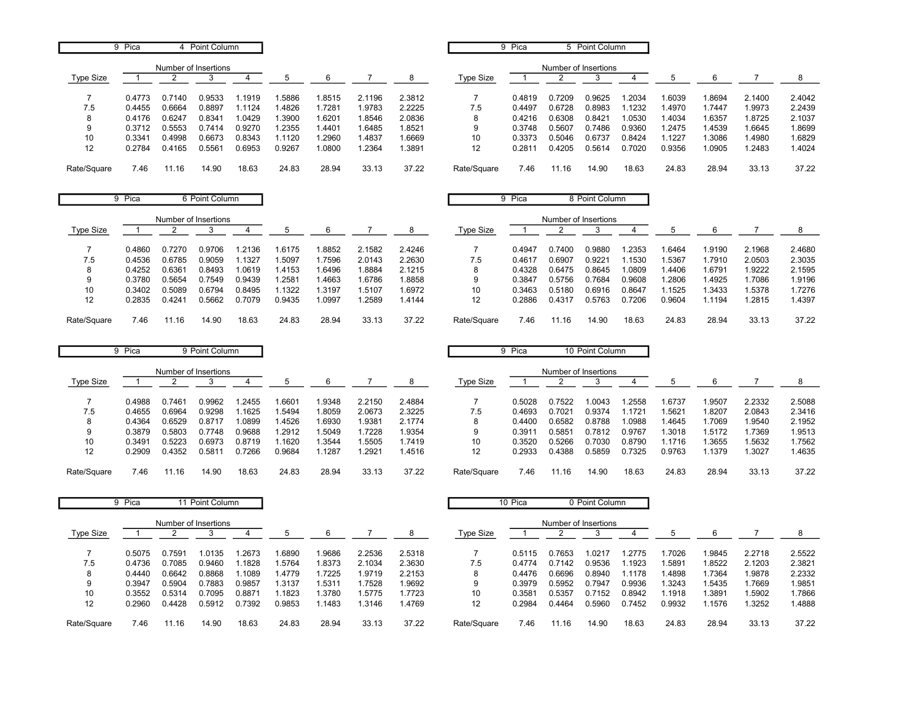## 9 Pica 4 Point Column

| Type Size | 1 | 2 | 3 | 4 | 5 | 6 | 7 | 8 |
|---|---|---|---|---|---|---|---|---|
| | Number of Insertions | | | | | | | |
| 7 | 0.4773 | 0.7140 | 0.9533 | 1.1919 | 1.5886 | 1.8515 | 2.1196 | 2.3812 |
| 7.5 | 0.4455 | 0.6664 | 0.8897 | 1.1124 | 1.4826 | 1.7281 | 1.9783 | 2.2225 |
| 8 | 0.4176 | 0.6247 | 0.8341 | 1.0429 | 1.3900 | 1.6201 | 1.8546 | 2.0836 |
| 9 | 0.3712 | 0.5553 | 0.7414 | 0.9270 | 1.2355 | 1.4401 | 1.6485 | 1.8521 |
| 10 | 0.3341 | 0.4998 | 0.6673 | 0.8343 | 1.1120 | 1.2960 | 1.4837 | 1.6669 |
| 12 | 0.2784 | 0.4165 | 0.5561 | 0.6953 | 0.9267 | 1.0800 | 1.2364 | 1.3891 |
| Rate/Square | 7.46 | 11.16 | 14.90 | 18.63 | 24.83 | 28.94 | 33.13 | 37.22 |

## 9 Pica 5 Point Column

| Type Size | 1 | 2 | 3 | 4 | 5 | 6 | 7 | 8 |
|---|---|---|---|---|---|---|---|---|
| | Number of Insertions | | | | | | | |
| 7 | 0.4819 | 0.7209 | 0.9625 | 1.2034 | 1.6039 | 1.8694 | 2.1400 | 2.4042 |
| 7.5 | 0.4497 | 0.6728 | 0.8983 | 1.1232 | 1.4970 | 1.7447 | 1.9973 | 2.2439 |
| 8 | 0.4216 | 0.6308 | 0.8421 | 1.0530 | 1.4034 | 1.6357 | 1.8725 | 2.1037 |
| 9 | 0.3748 | 0.5607 | 0.7486 | 0.9360 | 1.2475 | 1.4539 | 1.6645 | 1.8699 |
| 10 | 0.3373 | 0.5046 | 0.6737 | 0.8424 | 1.1227 | 1.3086 | 1.4980 | 1.6829 |
| 12 | 0.2811 | 0.4205 | 0.5614 | 0.7020 | 0.9356 | 1.0905 | 1.2483 | 1.4024 |
| Rate/Square | 7.46 | 11.16 | 14.90 | 18.63 | 24.83 | 28.94 | 33.13 | 37.22 |

## 9 Pica 6 Point Column

| Type Size | 1 | 2 | 3 | 4 | 5 | 6 | 7 | 8 |
|---|---|---|---|---|---|---|---|---|
| | Number of Insertions | | | | | | | |
| 7 | 0.4860 | 0.7270 | 0.9706 | 1.2136 | 1.6175 | 1.8852 | 2.1582 | 2.4246 |
| 7.5 | 0.4536 | 0.6785 | 0.9059 | 1.1327 | 1.5097 | 1.7596 | 2.0143 | 2.2630 |
| 8 | 0.4252 | 0.6361 | 0.8493 | 1.0619 | 1.4153 | 1.6496 | 1.8884 | 2.1215 |
| 9 | 0.3780 | 0.5654 | 0.7549 | 0.9439 | 1.2581 | 1.4663 | 1.6786 | 1.8858 |
| 10 | 0.3402 | 0.5089 | 0.6794 | 0.8495 | 1.1322 | 1.3197 | 1.5107 | 1.6972 |
| 12 | 0.2835 | 0.4241 | 0.5662 | 0.7079 | 0.9435 | 1.0997 | 1.2589 | 1.4144 |
| Rate/Square | 7.46 | 11.16 | 14.90 | 18.63 | 24.83 | 28.94 | 33.13 | 37.22 |

## 9 Pica 8 Point Column

| Type Size | 1 | 2 | 3 | 4 | 5 | 6 | 7 | 8 |
|---|---|---|---|---|---|---|---|---|
| | Number of Insertions | | | | | | | |
| 7 | 0.4947 | 0.7400 | 0.9880 | 1.2353 | 1.6464 | 1.9190 | 2.1968 | 2.4680 |
| 7.5 | 0.4617 | 0.6907 | 0.9221 | 1.1530 | 1.5367 | 1.7910 | 2.0503 | 2.3035 |
| 8 | 0.4328 | 0.6475 | 0.8645 | 1.0809 | 1.4406 | 1.6791 | 1.9222 | 2.1595 |
| 9 | 0.3847 | 0.5756 | 0.7684 | 0.9608 | 1.2806 | 1.4925 | 1.7086 | 1.9196 |
| 10 | 0.3463 | 0.5180 | 0.6916 | 0.8647 | 1.1525 | 1.3433 | 1.5378 | 1.7276 |
| 12 | 0.2886 | 0.4317 | 0.5763 | 0.7206 | 0.9604 | 1.1194 | 1.2815 | 1.4397 |
| Rate/Square | 7.46 | 11.16 | 14.90 | 18.63 | 24.83 | 28.94 | 33.13 | 37.22 |

## 9 Pica 9 Point Column

| Type Size | 1 | 2 | 3 | 4 | 5 | 6 | 7 | 8 |
|---|---|---|---|---|---|---|---|---|
| | Number of Insertions | | | | | | | |
| 7 | 0.4988 | 0.7461 | 0.9962 | 1.2455 | 1.6601 | 1.9348 | 2.2150 | 2.4884 |
| 7.5 | 0.4655 | 0.6964 | 0.9298 | 1.1625 | 1.5494 | 1.8059 | 2.0673 | 2.3225 |
| 8 | 0.4364 | 0.6529 | 0.8717 | 1.0899 | 1.4526 | 1.6930 | 1.9381 | 2.1774 |
| 9 | 0.3879 | 0.5803 | 0.7748 | 0.9688 | 1.2912 | 1.5049 | 1.7228 | 1.9354 |
| 10 | 0.3491 | 0.5223 | 0.6973 | 0.8719 | 1.1620 | 1.3544 | 1.5505 | 1.7419 |
| 12 | 0.2909 | 0.4352 | 0.5811 | 0.7266 | 0.9684 | 1.1287 | 1.2921 | 1.4516 |
| Rate/Square | 7.46 | 11.16 | 14.90 | 18.63 | 24.83 | 28.94 | 33.13 | 37.22 |

## 9 Pica 10 Point Column

| Type Size | 1 | 2 | 3 | 4 | 5 | 6 | 7 | 8 |
|---|---|---|---|---|---|---|---|---|
| | Number of Insertions | | | | | | | |
| 7 | 0.5028 | 0.7522 | 1.0043 | 1.2558 | 1.6737 | 1.9507 | 2.2332 | 2.5088 |
| 7.5 | 0.4693 | 0.7021 | 0.9374 | 1.1721 | 1.5621 | 1.8207 | 2.0843 | 2.3416 |
| 8 | 0.4400 | 0.6582 | 0.8788 | 1.0988 | 1.4645 | 1.7069 | 1.9540 | 2.1952 |
| 9 | 0.3911 | 0.5851 | 0.7812 | 0.9767 | 1.3018 | 1.5172 | 1.7369 | 1.9513 |
| 10 | 0.3520 | 0.5266 | 0.7030 | 0.8790 | 1.1716 | 1.3655 | 1.5632 | 1.7562 |
| 12 | 0.2933 | 0.4388 | 0.5859 | 0.7325 | 0.9763 | 1.1379 | 1.3027 | 1.4635 |
| Rate/Square | 7.46 | 11.16 | 14.90 | 18.63 | 24.83 | 28.94 | 33.13 | 37.22 |

## 9 Pica 11 Point Column

| Type Size | 1 | 2 | 3 | 4 | 5 | 6 | 7 | 8 |
|---|---|---|---|---|---|---|---|---|
| | Number of Insertions | | | | | | | |
| 7 | 0.5075 | 0.7591 | 1.0135 | 1.2673 | 1.6890 | 1.9686 | 2.2536 | 2.5318 |
| 7.5 | 0.4736 | 0.7085 | 0.9460 | 1.1828 | 1.5764 | 1.8373 | 2.1034 | 2.3630 |
| 8 | 0.4440 | 0.6642 | 0.8868 | 1.1089 | 1.4779 | 1.7225 | 1.9719 | 2.2153 |
| 9 | 0.3947 | 0.5904 | 0.7883 | 0.9857 | 1.3137 | 1.5311 | 1.7528 | 1.9692 |
| 10 | 0.3552 | 0.5314 | 0.7095 | 0.8871 | 1.1823 | 1.3780 | 1.5775 | 1.7723 |
| 12 | 0.2960 | 0.4428 | 0.5912 | 0.7392 | 0.9853 | 1.1483 | 1.3146 | 1.4769 |
| Rate/Square | 7.46 | 11.16 | 14.90 | 18.63 | 24.83 | 28.94 | 33.13 | 37.22 |

## 10 Pica 0 Point Column

| Type Size | 1 | 2 | 3 | 4 | 5 | 6 | 7 | 8 |
|---|---|---|---|---|---|---|---|---|
| | Number of Insertions | | | | | | | |
| 7 | 0.5115 | 0.7653 | 1.0217 | 1.2775 | 1.7026 | 1.9845 | 2.2718 | 2.5522 |
| 7.5 | 0.4774 | 0.7142 | 0.9536 | 1.1923 | 1.5891 | 1.8522 | 2.1203 | 2.3821 |
| 8 | 0.4476 | 0.6696 | 0.8940 | 1.1178 | 1.4898 | 1.7364 | 1.9878 | 2.2332 |
| 9 | 0.3979 | 0.5952 | 0.7947 | 0.9936 | 1.3243 | 1.5435 | 1.7669 | 1.9851 |
| 10 | 0.3581 | 0.5357 | 0.7152 | 0.8942 | 1.1918 | 1.3891 | 1.5902 | 1.7866 |
| 12 | 0.2984 | 0.4464 | 0.5960 | 0.7452 | 0.9932 | 1.1576 | 1.3252 | 1.4888 |
| Rate/Square | 7.46 | 11.16 | 14.90 | 18.63 | 24.83 | 28.94 | 33.13 | 37.22 |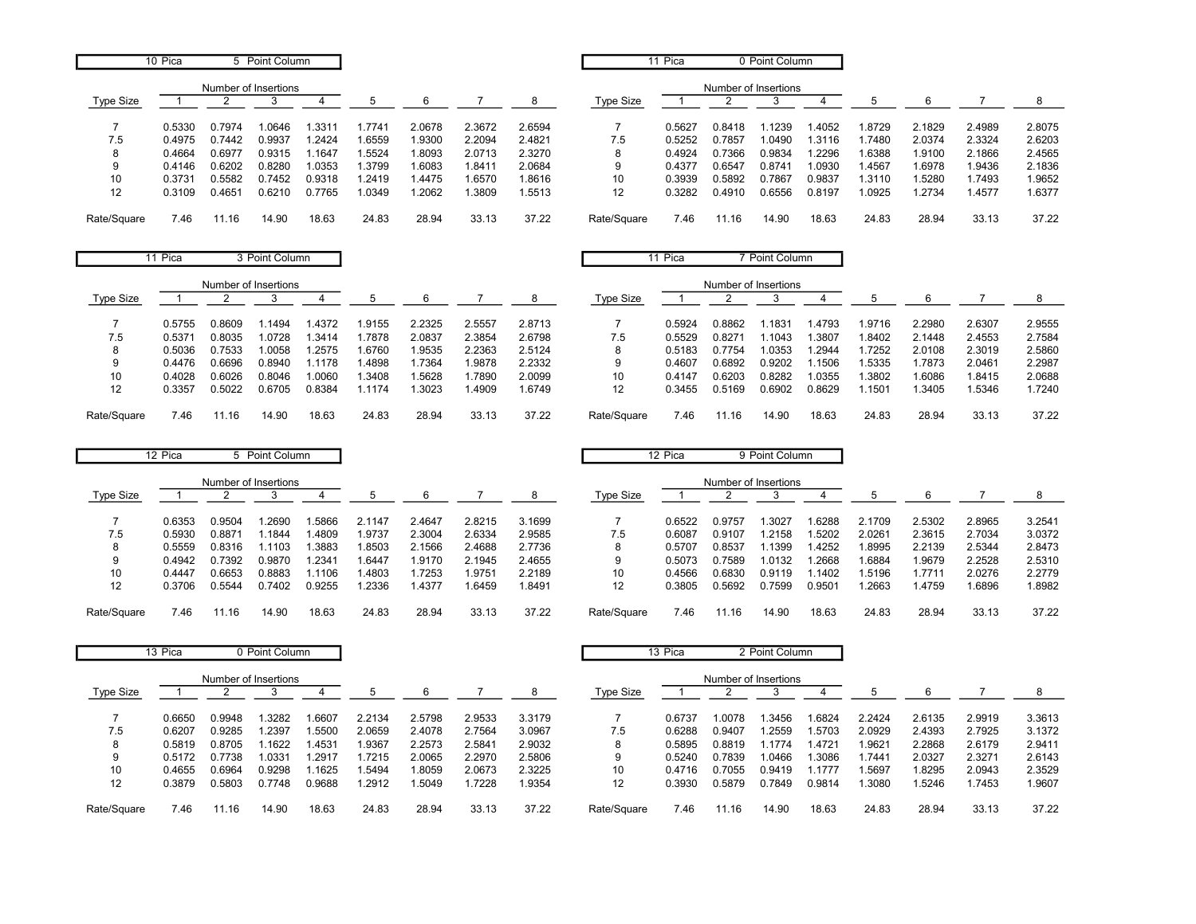## 10 Pica 5 Point Column

| Type Size | 1 | 2 | 3 | 4 | 5 | 6 | 7 | 8 |
|---|---|---|---|---|---|---|---|---|
| | Number of Insertions | | | | | | | |
| 7 | 0.5330 | 0.7974 | 1.0646 | 1.3311 | 1.7741 | 2.0678 | 2.3672 | 2.6594 |
| 7.5 | 0.4975 | 0.7442 | 0.9937 | 1.2424 | 1.6559 | 1.9300 | 2.2094 | 2.4821 |
| 8 | 0.4664 | 0.6977 | 0.9315 | 1.1647 | 1.5524 | 1.8093 | 2.0713 | 2.3270 |
| 9 | 0.4146 | 0.6202 | 0.8280 | 1.0353 | 1.3799 | 1.6083 | 1.8411 | 2.0684 |
| 10 | 0.3731 | 0.5582 | 0.7452 | 0.9318 | 1.2419 | 1.4475 | 1.6570 | 1.8616 |
| 12 | 0.3109 | 0.4651 | 0.6210 | 0.7765 | 1.0349 | 1.2062 | 1.3809 | 1.5513 |
| Rate/Square | 7.46 | 11.16 | 14.90 | 18.63 | 24.83 | 28.94 | 33.13 | 37.22 |

## 11 Pica 0 Point Column

| Type Size | 1 | 2 | 3 | 4 | 5 | 6 | 7 | 8 |
|---|---|---|---|---|---|---|---|---|
| | Number of Insertions | | | | | | | |
| 7 | 0.5627 | 0.8418 | 1.1239 | 1.4052 | 1.8729 | 2.1829 | 2.4989 | 2.8075 |
| 7.5 | 0.5252 | 0.7857 | 1.0490 | 1.3116 | 1.7480 | 2.0374 | 2.3324 | 2.6203 |
| 8 | 0.4924 | 0.7366 | 0.9834 | 1.2296 | 1.6388 | 1.9100 | 2.1866 | 2.4565 |
| 9 | 0.4377 | 0.6547 | 0.8741 | 1.0930 | 1.4567 | 1.6978 | 1.9436 | 2.1836 |
| 10 | 0.3939 | 0.5892 | 0.7867 | 0.9837 | 1.3110 | 1.5280 | 1.7493 | 1.9652 |
| 12 | 0.3282 | 0.4910 | 0.6556 | 0.8197 | 1.0925 | 1.2734 | 1.4577 | 1.6377 |
| Rate/Square | 7.46 | 11.16 | 14.90 | 18.63 | 24.83 | 28.94 | 33.13 | 37.22 |

## 11 Pica 3 Point Column

| Type Size | 1 | 2 | 3 | 4 | 5 | 6 | 7 | 8 |
|---|---|---|---|---|---|---|---|---|
| | Number of Insertions | | | | | | | |
| 7 | 0.5755 | 0.8609 | 1.1494 | 1.4372 | 1.9155 | 2.2325 | 2.5557 | 2.8713 |
| 7.5 | 0.5371 | 0.8035 | 1.0728 | 1.3414 | 1.7878 | 2.0837 | 2.3854 | 2.6798 |
| 8 | 0.5036 | 0.7533 | 1.0058 | 1.2575 | 1.6760 | 1.9535 | 2.2363 | 2.5124 |
| 9 | 0.4476 | 0.6696 | 0.8940 | 1.1178 | 1.4898 | 1.7364 | 1.9878 | 2.2332 |
| 10 | 0.4028 | 0.6026 | 0.8046 | 1.0060 | 1.3408 | 1.5628 | 1.7890 | 2.0099 |
| 12 | 0.3357 | 0.5022 | 0.6705 | 0.8384 | 1.1174 | 1.3023 | 1.4909 | 1.6749 |
| Rate/Square | 7.46 | 11.16 | 14.90 | 18.63 | 24.83 | 28.94 | 33.13 | 37.22 |

## 11 Pica 7 Point Column

| Type Size | 1 | 2 | 3 | 4 | 5 | 6 | 7 | 8 |
|---|---|---|---|---|---|---|---|---|
| | Number of Insertions | | | | | | | |
| 7 | 0.5924 | 0.8862 | 1.1831 | 1.4793 | 1.9716 | 2.2980 | 2.6307 | 2.9555 |
| 7.5 | 0.5529 | 0.8271 | 1.1043 | 1.3807 | 1.8402 | 2.1448 | 2.4553 | 2.7584 |
| 8 | 0.5183 | 0.7754 | 1.0353 | 1.2944 | 1.7252 | 2.0108 | 2.3019 | 2.5860 |
| 9 | 0.4607 | 0.6892 | 0.9202 | 1.1506 | 1.5335 | 1.7873 | 2.0461 | 2.2987 |
| 10 | 0.4147 | 0.6203 | 0.8282 | 1.0355 | 1.3802 | 1.6086 | 1.8415 | 2.0688 |
| 12 | 0.3455 | 0.5169 | 0.6902 | 0.8629 | 1.1501 | 1.3405 | 1.5346 | 1.7240 |
| Rate/Square | 7.46 | 11.16 | 14.90 | 18.63 | 24.83 | 28.94 | 33.13 | 37.22 |

## 12 Pica 5 Point Column

| Type Size | 1 | 2 | 3 | 4 | 5 | 6 | 7 | 8 |
|---|---|---|---|---|---|---|---|---|
| | Number of Insertions | | | | | | | |
| 7 | 0.6353 | 0.9504 | 1.2690 | 1.5866 | 2.1147 | 2.4647 | 2.8215 | 3.1699 |
| 7.5 | 0.5930 | 0.8871 | 1.1844 | 1.4809 | 1.9737 | 2.3004 | 2.6334 | 2.9585 |
| 8 | 0.5559 | 0.8316 | 1.1103 | 1.3883 | 1.8503 | 2.1566 | 2.4688 | 2.7736 |
| 9 | 0.4942 | 0.7392 | 0.9870 | 1.2341 | 1.6447 | 1.9170 | 2.1945 | 2.4655 |
| 10 | 0.4447 | 0.6653 | 0.8883 | 1.1106 | 1.4803 | 1.7253 | 1.9751 | 2.2189 |
| 12 | 0.3706 | 0.5544 | 0.7402 | 0.9255 | 1.2336 | 1.4377 | 1.6459 | 1.8491 |
| Rate/Square | 7.46 | 11.16 | 14.90 | 18.63 | 24.83 | 28.94 | 33.13 | 37.22 |

## 12 Pica 9 Point Column

| Type Size | 1 | 2 | 3 | 4 | 5 | 6 | 7 | 8 |
|---|---|---|---|---|---|---|---|---|
| | Number of Insertions | | | | | | | |
| 7 | 0.6522 | 0.9757 | 1.3027 | 1.6288 | 2.1709 | 2.5302 | 2.8965 | 3.2541 |
| 7.5 | 0.6087 | 0.9107 | 1.2158 | 1.5202 | 2.0261 | 2.3615 | 2.7034 | 3.0372 |
| 8 | 0.5707 | 0.8537 | 1.1399 | 1.4252 | 1.8995 | 2.2139 | 2.5344 | 2.8473 |
| 9 | 0.5073 | 0.7589 | 1.0132 | 1.2668 | 1.6884 | 1.9679 | 2.2528 | 2.5310 |
| 10 | 0.4566 | 0.6830 | 0.9119 | 1.1402 | 1.5196 | 1.7711 | 2.0276 | 2.2779 |
| 12 | 0.3805 | 0.5692 | 0.7599 | 0.9501 | 1.2663 | 1.4759 | 1.6896 | 1.8982 |
| Rate/Square | 7.46 | 11.16 | 14.90 | 18.63 | 24.83 | 28.94 | 33.13 | 37.22 |

## 13 Pica 0 Point Column

| Type Size | 1 | 2 | 3 | 4 | 5 | 6 | 7 | 8 |
|---|---|---|---|---|---|---|---|---|
| | Number of Insertions | | | | | | | |
| 7 | 0.6650 | 0.9948 | 1.3282 | 1.6607 | 2.2134 | 2.5798 | 2.9533 | 3.3179 |
| 7.5 | 0.6207 | 0.9285 | 1.2397 | 1.5500 | 2.0659 | 2.4078 | 2.7564 | 3.0967 |
| 8 | 0.5819 | 0.8705 | 1.1622 | 1.4531 | 1.9367 | 2.2573 | 2.5841 | 2.9032 |
| 9 | 0.5172 | 0.7738 | 1.0331 | 1.2917 | 1.7215 | 2.0065 | 2.2970 | 2.5806 |
| 10 | 0.4655 | 0.6964 | 0.9298 | 1.1625 | 1.5494 | 1.8059 | 2.0673 | 2.3225 |
| 12 | 0.3879 | 0.5803 | 0.7748 | 0.9688 | 1.2912 | 1.5049 | 1.7228 | 1.9354 |
| Rate/Square | 7.46 | 11.16 | 14.90 | 18.63 | 24.83 | 28.94 | 33.13 | 37.22 |

## 13 Pica 2 Point Column

| Type Size | 1 | 2 | 3 | 4 | 5 | 6 | 7 | 8 |
|---|---|---|---|---|---|---|---|---|
| | Number of Insertions | | | | | | | |
| 7 | 0.6737 | 1.0078 | 1.3456 | 1.6824 | 2.2424 | 2.6135 | 2.9919 | 3.3613 |
| 7.5 | 0.6288 | 0.9407 | 1.2559 | 1.5703 | 2.0929 | 2.4393 | 2.7925 | 3.1372 |
| 8 | 0.5895 | 0.8819 | 1.1774 | 1.4721 | 1.9621 | 2.2868 | 2.6179 | 2.9411 |
| 9 | 0.5240 | 0.7839 | 1.0466 | 1.3086 | 1.7441 | 2.0327 | 2.3271 | 2.6143 |
| 10 | 0.4716 | 0.7055 | 0.9419 | 1.1777 | 1.5697 | 1.8295 | 2.0943 | 2.3529 |
| 12 | 0.3930 | 0.5879 | 0.7849 | 0.9814 | 1.3080 | 1.5246 | 1.7453 | 1.9607 |
| Rate/Square | 7.46 | 11.16 | 14.90 | 18.63 | 24.83 | 28.94 | 33.13 | 37.22 |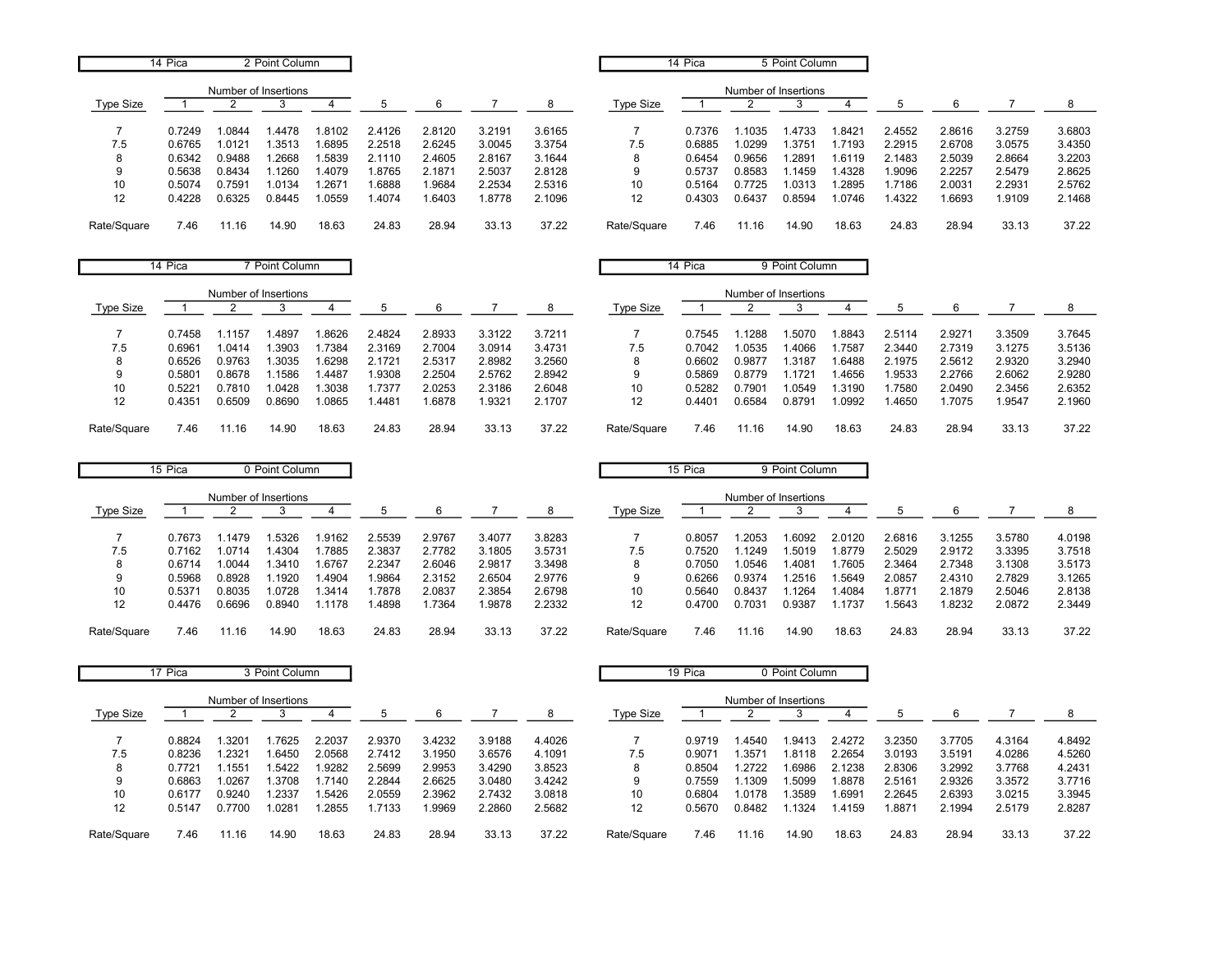**14 Pica 2 Point Column**

| Type Size | Number of Insertions 1 | 2 | 3 | 4 | 5 | 6 | 7 | 8 |
|---|---|---|---|---|---|---|---|---|
| 7 | 0.7249 | 1.0844 | 1.4478 | 1.8102 | 2.4126 | 2.8120 | 3.2191 | 3.6165 |
| 7.5 | 0.6765 | 1.0121 | 1.3513 | 1.6895 | 2.2518 | 2.6245 | 3.0045 | 3.3754 |
| 8 | 0.6342 | 0.9488 | 1.2668 | 1.5839 | 2.1110 | 2.4605 | 2.8167 | 3.1644 |
| 9 | 0.5638 | 0.8434 | 1.1260 | 1.4079 | 1.8765 | 2.1871 | 2.5037 | 2.8128 |
| 10 | 0.5074 | 0.7591 | 1.0134 | 1.2671 | 1.6888 | 1.9684 | 2.2534 | 2.5316 |
| 12 | 0.4228 | 0.6325 | 0.8445 | 1.0559 | 1.4074 | 1.6403 | 1.8778 | 2.1096 |
| Rate/Square | 7.46 | 11.16 | 14.90 | 18.63 | 24.83 | 28.94 | 33.13 | 37.22 |

**14 Pica 5 Point Column**

| Type Size | Number of Insertions 1 | 2 | 3 | 4 | 5 | 6 | 7 | 8 |
|---|---|---|---|---|---|---|---|---|
| 7 | 0.7376 | 1.1035 | 1.4733 | 1.8421 | 2.4552 | 2.8616 | 3.2759 | 3.6803 |
| 7.5 | 0.6885 | 1.0299 | 1.3751 | 1.7193 | 2.2915 | 2.6708 | 3.0575 | 3.4350 |
| 8 | 0.6454 | 0.9656 | 1.2891 | 1.6119 | 2.1483 | 2.5039 | 2.8664 | 3.2203 |
| 9 | 0.5737 | 0.8583 | 1.1459 | 1.4328 | 1.9096 | 2.2257 | 2.5479 | 2.8625 |
| 10 | 0.5164 | 0.7725 | 1.0313 | 1.2895 | 1.7186 | 2.0031 | 2.2931 | 2.5762 |
| 12 | 0.4303 | 0.6437 | 0.8594 | 1.0746 | 1.4322 | 1.6693 | 1.9109 | 2.1468 |
| Rate/Square | 7.46 | 11.16 | 14.90 | 18.63 | 24.83 | 28.94 | 33.13 | 37.22 |

**14 Pica 7 Point Column**

| Type Size | Number of Insertions 1 | 2 | 3 | 4 | 5 | 6 | 7 | 8 |
|---|---|---|---|---|---|---|---|---|
| 7 | 0.7458 | 1.1157 | 1.4897 | 1.8626 | 2.4824 | 2.8933 | 3.3122 | 3.7211 |
| 7.5 | 0.6961 | 1.0414 | 1.3903 | 1.7384 | 2.3169 | 2.7004 | 3.0914 | 3.4731 |
| 8 | 0.6526 | 0.9763 | 1.3035 | 1.6298 | 2.1721 | 2.5317 | 2.8982 | 3.2560 |
| 9 | 0.5801 | 0.8678 | 1.1586 | 1.4487 | 1.9308 | 2.2504 | 2.5762 | 2.8942 |
| 10 | 0.5221 | 0.7810 | 1.0428 | 1.3038 | 1.7377 | 2.0253 | 2.3186 | 2.6048 |
| 12 | 0.4351 | 0.6509 | 0.8690 | 1.0865 | 1.4481 | 1.6878 | 1.9321 | 2.1707 |
| Rate/Square | 7.46 | 11.16 | 14.90 | 18.63 | 24.83 | 28.94 | 33.13 | 37.22 |

**14 Pica 9 Point Column**

| Type Size | Number of Insertions 1 | 2 | 3 | 4 | 5 | 6 | 7 | 8 |
|---|---|---|---|---|---|---|---|---|
| 7 | 0.7545 | 1.1288 | 1.5070 | 1.8843 | 2.5114 | 2.9271 | 3.3509 | 3.7645 |
| 7.5 | 0.7042 | 1.0535 | 1.4066 | 1.7587 | 2.3440 | 2.7319 | 3.1275 | 3.5136 |
| 8 | 0.6602 | 0.9877 | 1.3187 | 1.6488 | 2.1975 | 2.5612 | 2.9320 | 3.2940 |
| 9 | 0.5869 | 0.8779 | 1.1721 | 1.4656 | 1.9533 | 2.2766 | 2.6062 | 2.9280 |
| 10 | 0.5282 | 0.7901 | 1.0549 | 1.3190 | 1.7580 | 2.0490 | 2.3456 | 2.6352 |
| 12 | 0.4401 | 0.6584 | 0.8791 | 1.0992 | 1.4650 | 1.7075 | 1.9547 | 2.1960 |
| Rate/Square | 7.46 | 11.16 | 14.90 | 18.63 | 24.83 | 28.94 | 33.13 | 37.22 |

**15 Pica 0 Point Column**

| Type Size | Number of Insertions 1 | 2 | 3 | 4 | 5 | 6 | 7 | 8 |
|---|---|---|---|---|---|---|---|---|
| 7 | 0.7673 | 1.1479 | 1.5326 | 1.9162 | 2.5539 | 2.9767 | 3.4077 | 3.8283 |
| 7.5 | 0.7162 | 1.0714 | 1.4304 | 1.7885 | 2.3837 | 2.7782 | 3.1805 | 3.5731 |
| 8 | 0.6714 | 1.0044 | 1.3410 | 1.6767 | 2.2347 | 2.6046 | 2.9817 | 3.3498 |
| 9 | 0.5968 | 0.8928 | 1.1920 | 1.4904 | 1.9864 | 2.3152 | 2.6504 | 2.9776 |
| 10 | 0.5371 | 0.8035 | 1.0728 | 1.3414 | 1.7878 | 2.0837 | 2.3854 | 2.6798 |
| 12 | 0.4476 | 0.6696 | 0.8940 | 1.1178 | 1.4898 | 1.7364 | 1.9878 | 2.2332 |
| Rate/Square | 7.46 | 11.16 | 14.90 | 18.63 | 24.83 | 28.94 | 33.13 | 37.22 |

**15 Pica 9 Point Column**

| Type Size | Number of Insertions 1 | 2 | 3 | 4 | 5 | 6 | 7 | 8 |
|---|---|---|---|---|---|---|---|---|
| 7 | 0.8057 | 1.2053 | 1.6092 | 2.0120 | 2.6816 | 3.1255 | 3.5780 | 4.0198 |
| 7.5 | 0.7520 | 1.1249 | 1.5019 | 1.8779 | 2.5029 | 2.9172 | 3.3395 | 3.7518 |
| 8 | 0.7050 | 1.0546 | 1.4081 | 1.7605 | 2.3464 | 2.7348 | 3.1308 | 3.5173 |
| 9 | 0.6266 | 0.9374 | 1.2516 | 1.5649 | 2.0857 | 2.4310 | 2.7829 | 3.1265 |
| 10 | 0.5640 | 0.8437 | 1.1264 | 1.4084 | 1.8771 | 2.1879 | 2.5046 | 2.8138 |
| 12 | 0.4700 | 0.7031 | 0.9387 | 1.1737 | 1.5643 | 1.8232 | 2.0872 | 2.3449 |
| Rate/Square | 7.46 | 11.16 | 14.90 | 18.63 | 24.83 | 28.94 | 33.13 | 37.22 |

**17 Pica 3 Point Column**

| Type Size | Number of Insertions 1 | 2 | 3 | 4 | 5 | 6 | 7 | 8 |
|---|---|---|---|---|---|---|---|---|
| 7 | 0.8824 | 1.3201 | 1.7625 | 2.2037 | 2.9370 | 3.4232 | 3.9188 | 4.4026 |
| 7.5 | 0.8236 | 1.2321 | 1.6450 | 2.0568 | 2.7412 | 3.1950 | 3.6576 | 4.1091 |
| 8 | 0.7721 | 1.1551 | 1.5422 | 1.9282 | 2.5699 | 2.9953 | 3.4290 | 3.8523 |
| 9 | 0.6863 | 1.0267 | 1.3708 | 1.7140 | 2.2844 | 2.6625 | 3.0480 | 3.4242 |
| 10 | 0.6177 | 0.9240 | 1.2337 | 1.5426 | 2.0559 | 2.3962 | 2.7432 | 3.0818 |
| 12 | 0.5147 | 0.7700 | 1.0281 | 1.2855 | 1.7133 | 1.9969 | 2.2860 | 2.5682 |
| Rate/Square | 7.46 | 11.16 | 14.90 | 18.63 | 24.83 | 28.94 | 33.13 | 37.22 |

**19 Pica 0 Point Column**

| Type Size | Number of Insertions 1 | 2 | 3 | 4 | 5 | 6 | 7 | 8 |
|---|---|---|---|---|---|---|---|---|
| 7 | 0.9719 | 1.4540 | 1.9413 | 2.4272 | 3.2350 | 3.7705 | 4.3164 | 4.8492 |
| 7.5 | 0.9071 | 1.3571 | 1.8118 | 2.2654 | 3.0193 | 3.5191 | 4.0286 | 4.5260 |
| 8 | 0.8504 | 1.2722 | 1.6986 | 2.1238 | 2.8306 | 3.2992 | 3.7768 | 4.2431 |
| 9 | 0.7559 | 1.1309 | 1.5099 | 1.8878 | 2.5161 | 2.9326 | 3.3572 | 3.7716 |
| 10 | 0.6804 | 1.0178 | 1.3589 | 1.6991 | 2.2645 | 2.6393 | 3.0215 | 3.3945 |
| 12 | 0.5670 | 0.8482 | 1.1324 | 1.4159 | 1.8871 | 2.1994 | 2.5179 | 2.8287 |
| Rate/Square | 7.46 | 11.16 | 14.90 | 18.63 | 24.83 | 28.94 | 33.13 | 37.22 |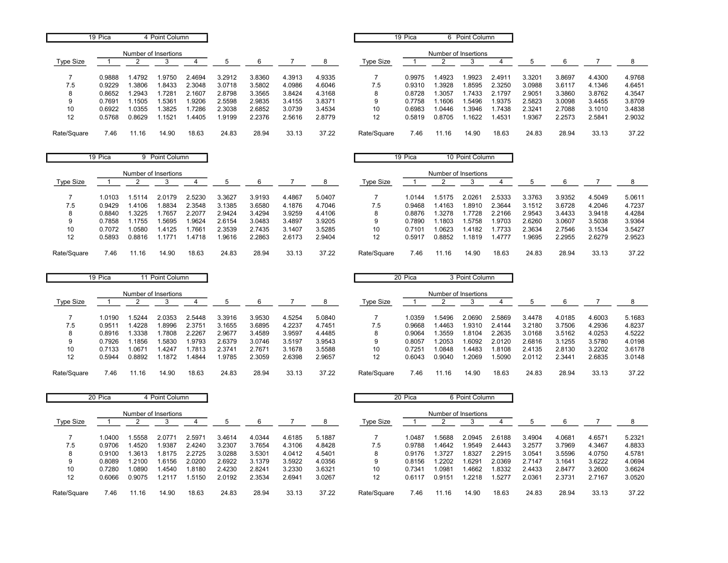**19 Pica — 4 Point Column**

| Type Size | 1 | 2 | 3 | 4 | 5 | 6 | 7 | 8 |
|---|---|---|---|---|---|---|---|---|
| | Number of Insertions | | | | | | | |
| 7 | 0.9888 | 1.4792 | 1.9750 | 2.4694 | 3.2912 | 3.8360 | 4.3913 | 4.9335 |
| 7.5 | 0.9229 | 1.3806 | 1.8433 | 2.3048 | 3.0718 | 3.5802 | 4.0986 | 4.6046 |
| 8 | 0.8652 | 1.2943 | 1.7281 | 2.1607 | 2.8798 | 3.3565 | 3.8424 | 4.3168 |
| 9 | 0.7691 | 1.1505 | 1.5361 | 1.9206 | 2.5598 | 2.9835 | 3.4155 | 3.8371 |
| 10 | 0.6922 | 1.0355 | 1.3825 | 1.7286 | 2.3038 | 2.6852 | 3.0739 | 3.4534 |
| 12 | 0.5768 | 0.8629 | 1.1521 | 1.4405 | 1.9199 | 2.2376 | 2.5616 | 2.8779 |
| Rate/Square | 7.46 | 11.16 | 14.90 | 18.63 | 24.83 | 28.94 | 33.13 | 37.22 |

**19 Pica — 6 Point Column**

| Type Size | 1 | 2 | 3 | 4 | 5 | 6 | 7 | 8 |
|---|---|---|---|---|---|---|---|---|
| | Number of Insertions | | | | | | | |
| 7 | 0.9975 | 1.4923 | 1.9923 | 2.4911 | 3.3201 | 3.8697 | 4.4300 | 4.9768 |
| 7.5 | 0.9310 | 1.3928 | 1.8595 | 2.3250 | 3.0988 | 3.6117 | 4.1346 | 4.6451 |
| 8 | 0.8728 | 1.3057 | 1.7433 | 2.1797 | 2.9051 | 3.3860 | 3.8762 | 4.3547 |
| 9 | 0.7758 | 1.1606 | 1.5496 | 1.9375 | 2.5823 | 3.0098 | 3.4455 | 3.8709 |
| 10 | 0.6983 | 1.0446 | 1.3946 | 1.7438 | 2.3241 | 2.7088 | 3.1010 | 3.4838 |
| 12 | 0.5819 | 0.8705 | 1.1622 | 1.4531 | 1.9367 | 2.2573 | 2.5841 | 2.9032 |
| Rate/Square | 7.46 | 11.16 | 14.90 | 18.63 | 24.83 | 28.94 | 33.13 | 37.22 |

**19 Pica — 9 Point Column**

| Type Size | 1 | 2 | 3 | 4 | 5 | 6 | 7 | 8 |
|---|---|---|---|---|---|---|---|---|
| | Number of Insertions | | | | | | | |
| 7 | 1.0103 | 1.5114 | 2.0179 | 2.5230 | 3.3627 | 3.9193 | 4.4867 | 5.0407 |
| 7.5 | 0.9429 | 1.4106 | 1.8834 | 2.3548 | 3.1385 | 3.6580 | 4.1876 | 4.7046 |
| 8 | 0.8840 | 1.3225 | 1.7657 | 2.2077 | 2.9424 | 3.4294 | 3.9259 | 4.4106 |
| 9 | 0.7858 | 1.1755 | 1.5695 | 1.9624 | 2.6154 | 3.0483 | 3.4897 | 3.9205 |
| 10 | 0.7072 | 1.0580 | 1.4125 | 1.7661 | 2.3539 | 2.7435 | 3.1407 | 3.5285 |
| 12 | 0.5893 | 0.8816 | 1.1771 | 1.4718 | 1.9616 | 2.2863 | 2.6173 | 2.9404 |
| Rate/Square | 7.46 | 11.16 | 14.90 | 18.63 | 24.83 | 28.94 | 33.13 | 37.22 |

**19 Pica — 10 Point Column**

| Type Size | 1 | 2 | 3 | 4 | 5 | 6 | 7 | 8 |
|---|---|---|---|---|---|---|---|---|
| | Number of Insertions | | | | | | | |
| 7 | 1.0144 | 1.5175 | 2.0261 | 2.5333 | 3.3763 | 3.9352 | 4.5049 | 5.0611 |
| 7.5 | 0.9468 | 1.4163 | 1.8910 | 2.3644 | 3.1512 | 3.6728 | 4.2046 | 4.7237 |
| 8 | 0.8876 | 1.3278 | 1.7728 | 2.2166 | 2.9543 | 3.4433 | 3.9418 | 4.4284 |
| 9 | 0.7890 | 1.1803 | 1.5758 | 1.9703 | 2.6260 | 3.0607 | 3.5038 | 3.9364 |
| 10 | 0.7101 | 1.0623 | 1.4182 | 1.7733 | 2.3634 | 2.7546 | 3.1534 | 3.5427 |
| 12 | 0.5917 | 0.8852 | 1.1819 | 1.4777 | 1.9695 | 2.2955 | 2.6279 | 2.9523 |
| Rate/Square | 7.46 | 11.16 | 14.90 | 18.63 | 24.83 | 28.94 | 33.13 | 37.22 |

**19 Pica — 11 Point Column**

| Type Size | 1 | 2 | 3 | 4 | 5 | 6 | 7 | 8 |
|---|---|---|---|---|---|---|---|---|
| | Number of Insertions | | | | | | | |
| 7 | 1.0190 | 1.5244 | 2.0353 | 2.5448 | 3.3916 | 3.9530 | 4.5254 | 5.0840 |
| 7.5 | 0.9511 | 1.4228 | 1.8996 | 2.3751 | 3.1655 | 3.6895 | 4.2237 | 4.7451 |
| 8 | 0.8916 | 1.3338 | 1.7808 | 2.2267 | 2.9677 | 3.4589 | 3.9597 | 4.4485 |
| 9 | 0.7926 | 1.1856 | 1.5830 | 1.9793 | 2.6379 | 3.0746 | 3.5197 | 3.9543 |
| 10 | 0.7133 | 1.0671 | 1.4247 | 1.7813 | 2.3741 | 2.7671 | 3.1678 | 3.5588 |
| 12 | 0.5944 | 0.8892 | 1.1872 | 1.4844 | 1.9785 | 2.3059 | 2.6398 | 2.9657 |
| Rate/Square | 7.46 | 11.16 | 14.90 | 18.63 | 24.83 | 28.94 | 33.13 | 37.22 |

**20 Pica — 3 Point Column**

| Type Size | 1 | 2 | 3 | 4 | 5 | 6 | 7 | 8 |
|---|---|---|---|---|---|---|---|---|
| | Number of Insertions | | | | | | | |
| 7 | 1.0359 | 1.5496 | 2.0690 | 2.5869 | 3.4478 | 4.0185 | 4.6003 | 5.1683 |
| 7.5 | 0.9668 | 1.4463 | 1.9310 | 2.4144 | 3.2180 | 3.7506 | 4.2936 | 4.8237 |
| 8 | 0.9064 | 1.3559 | 1.8104 | 2.2635 | 3.0168 | 3.5162 | 4.0253 | 4.5222 |
| 9 | 0.8057 | 1.2053 | 1.6092 | 2.0120 | 2.6816 | 3.1255 | 3.5780 | 4.0198 |
| 10 | 0.7251 | 1.0848 | 1.4483 | 1.8108 | 2.4135 | 2.8130 | 3.2202 | 3.6178 |
| 12 | 0.6043 | 0.9040 | 1.2069 | 1.5090 | 2.0112 | 2.3441 | 2.6835 | 3.0148 |
| Rate/Square | 7.46 | 11.16 | 14.90 | 18.63 | 24.83 | 28.94 | 33.13 | 37.22 |

**20 Pica — 4 Point Column**

| Type Size | 1 | 2 | 3 | 4 | 5 | 6 | 7 | 8 |
|---|---|---|---|---|---|---|---|---|
| | Number of Insertions | | | | | | | |
| 7 | 1.0400 | 1.5558 | 2.0771 | 2.5971 | 3.4614 | 4.0344 | 4.6185 | 5.1887 |
| 7.5 | 0.9706 | 1.4520 | 1.9387 | 2.4240 | 3.2307 | 3.7654 | 4.3106 | 4.8428 |
| 8 | 0.9100 | 1.3613 | 1.8175 | 2.2725 | 3.0288 | 3.5301 | 4.0412 | 4.5401 |
| 9 | 0.8089 | 1.2100 | 1.6156 | 2.0200 | 2.6922 | 3.1379 | 3.5922 | 4.0356 |
| 10 | 0.7280 | 1.0890 | 1.4540 | 1.8180 | 2.4230 | 2.8241 | 3.2330 | 3.6321 |
| 12 | 0.6066 | 0.9075 | 1.2117 | 1.5150 | 2.0192 | 2.3534 | 2.6941 | 3.0267 |
| Rate/Square | 7.46 | 11.16 | 14.90 | 18.63 | 24.83 | 28.94 | 33.13 | 37.22 |

**20 Pica — 6 Point Column**

| Type Size | 1 | 2 | 3 | 4 | 5 | 6 | 7 | 8 |
|---|---|---|---|---|---|---|---|---|
| | Number of Insertions | | | | | | | |
| 7 | 1.0487 | 1.5688 | 2.0945 | 2.6188 | 3.4904 | 4.0681 | 4.6571 | 5.2321 |
| 7.5 | 0.9788 | 1.4642 | 1.9549 | 2.4443 | 3.2577 | 3.7969 | 4.3467 | 4.8833 |
| 8 | 0.9176 | 1.3727 | 1.8327 | 2.2915 | 3.0541 | 3.5596 | 4.0750 | 4.5781 |
| 9 | 0.8156 | 1.2202 | 1.6291 | 2.0369 | 2.7147 | 3.1641 | 3.6222 | 4.0694 |
| 10 | 0.7341 | 1.0981 | 1.4662 | 1.8332 | 2.4433 | 2.8477 | 3.2600 | 3.6624 |
| 12 | 0.6117 | 0.9151 | 1.2218 | 1.5277 | 2.0361 | 2.3731 | 2.7167 | 3.0520 |
| Rate/Square | 7.46 | 11.16 | 14.90 | 18.63 | 24.83 | 28.94 | 33.13 | 37.22 |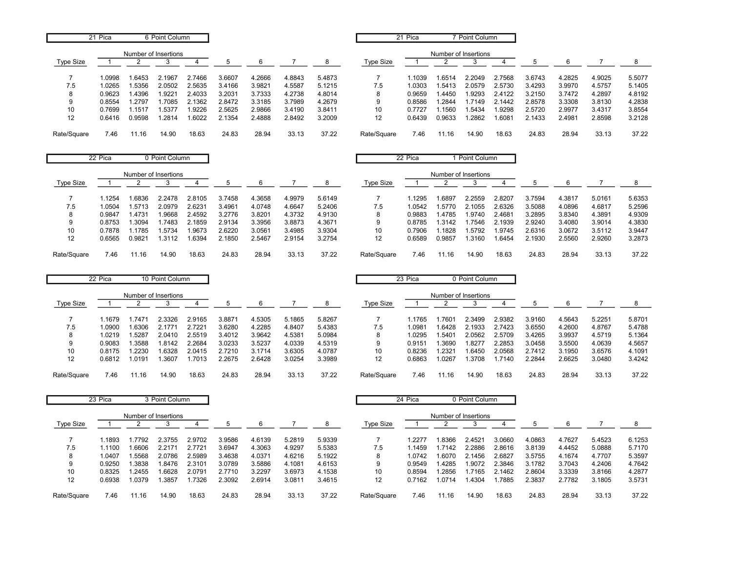## 21 Pica 6 Point Column

| Type Size | Number of Insertions 1 | 2 | 3 | 4 | 5 | 6 | 7 | 8 |
|---|---|---|---|---|---|---|---|---|
| 7 | 1.0998 | 1.6453 | 2.1967 | 2.7466 | 3.6607 | 4.2666 | 4.8843 | 5.4873 |
| 7.5 | 1.0265 | 1.5356 | 2.0502 | 2.5635 | 3.4166 | 3.9821 | 4.5587 | 5.1215 |
| 8 | 0.9623 | 1.4396 | 1.9221 | 2.4033 | 3.2031 | 3.7333 | 4.2738 | 4.8014 |
| 9 | 0.8554 | 1.2797 | 1.7085 | 2.1362 | 2.8472 | 3.3185 | 3.7989 | 4.2679 |
| 10 | 0.7699 | 1.1517 | 1.5377 | 1.9226 | 2.5625 | 2.9866 | 3.4190 | 3.8411 |
| 12 | 0.6416 | 0.9598 | 1.2814 | 1.6022 | 2.1354 | 2.4888 | 2.8492 | 3.2009 |
| Rate/Square | 7.46 | 11.16 | 14.90 | 18.63 | 24.83 | 28.94 | 33.13 | 37.22 |

## 21 Pica 7 Point Column

| Type Size | Number of Insertions 1 | 2 | 3 | 4 | 5 | 6 | 7 | 8 |
|---|---|---|---|---|---|---|---|---|
| 7 | 1.1039 | 1.6514 | 2.2049 | 2.7568 | 3.6743 | 4.2825 | 4.9025 | 5.5077 |
| 7.5 | 1.0303 | 1.5413 | 2.0579 | 2.5730 | 3.4293 | 3.9970 | 4.5757 | 5.1405 |
| 8 | 0.9659 | 1.4450 | 1.9293 | 2.4122 | 3.2150 | 3.7472 | 4.2897 | 4.8192 |
| 9 | 0.8586 | 1.2844 | 1.7149 | 2.1442 | 2.8578 | 3.3308 | 3.8130 | 4.2838 |
| 10 | 0.7727 | 1.1560 | 1.5434 | 1.9298 | 2.5720 | 2.9977 | 3.4317 | 3.8554 |
| 12 | 0.6439 | 0.9633 | 1.2862 | 1.6081 | 2.1433 | 2.4981 | 2.8598 | 3.2128 |
| Rate/Square | 7.46 | 11.16 | 14.90 | 18.63 | 24.83 | 28.94 | 33.13 | 37.22 |

## 22 Pica 0 Point Column

| Type Size | Number of Insertions 1 | 2 | 3 | 4 | 5 | 6 | 7 | 8 |
|---|---|---|---|---|---|---|---|---|
| 7 | 1.1254 | 1.6836 | 2.2478 | 2.8105 | 3.7458 | 4.3658 | 4.9979 | 5.6149 |
| 7.5 | 1.0504 | 1.5713 | 2.0979 | 2.6231 | 3.4961 | 4.0748 | 4.6647 | 5.2406 |
| 8 | 0.9847 | 1.4731 | 1.9668 | 2.4592 | 3.2776 | 3.8201 | 4.3732 | 4.9130 |
| 9 | 0.8753 | 1.3094 | 1.7483 | 2.1859 | 2.9134 | 3.3956 | 3.8873 | 4.3671 |
| 10 | 0.7878 | 1.1785 | 1.5734 | 1.9673 | 2.6220 | 3.0561 | 3.4985 | 3.9304 |
| 12 | 0.6565 | 0.9821 | 1.3112 | 1.6394 | 2.1850 | 2.5467 | 2.9154 | 3.2754 |
| Rate/Square | 7.46 | 11.16 | 14.90 | 18.63 | 24.83 | 28.94 | 33.13 | 37.22 |

## 22 Pica 1 Point Column

| Type Size | Number of Insertions 1 | 2 | 3 | 4 | 5 | 6 | 7 | 8 |
|---|---|---|---|---|---|---|---|---|
| 7 | 1.1295 | 1.6897 | 2.2559 | 2.8207 | 3.7594 | 4.3817 | 5.0161 | 5.6353 |
| 7.5 | 1.0542 | 1.5770 | 2.1055 | 2.6326 | 3.5088 | 4.0896 | 4.6817 | 5.2596 |
| 8 | 0.9883 | 1.4785 | 1.9740 | 2.4681 | 3.2895 | 3.8340 | 4.3891 | 4.9309 |
| 9 | 0.8785 | 1.3142 | 1.7546 | 2.1939 | 2.9240 | 3.4080 | 3.9014 | 4.3830 |
| 10 | 0.7906 | 1.1828 | 1.5792 | 1.9745 | 2.6316 | 3.0672 | 3.5112 | 3.9447 |
| 12 | 0.6589 | 0.9857 | 1.3160 | 1.6454 | 2.1930 | 2.5560 | 2.9260 | 3.2873 |
| Rate/Square | 7.46 | 11.16 | 14.90 | 18.63 | 24.83 | 28.94 | 33.13 | 37.22 |

## 22 Pica 10 Point Column

| Type Size | Number of Insertions 1 | 2 | 3 | 4 | 5 | 6 | 7 | 8 |
|---|---|---|---|---|---|---|---|---|
| 7 | 1.1679 | 1.7471 | 2.3326 | 2.9165 | 3.8871 | 4.5305 | 5.1865 | 5.8267 |
| 7.5 | 1.0900 | 1.6306 | 2.1771 | 2.7221 | 3.6280 | 4.2285 | 4.8407 | 5.4383 |
| 8 | 1.0219 | 1.5287 | 2.0410 | 2.5519 | 3.4012 | 3.9642 | 4.5381 | 5.0984 |
| 9 | 0.9083 | 1.3588 | 1.8142 | 2.2684 | 3.0233 | 3.5237 | 4.0339 | 4.5319 |
| 10 | 0.8175 | 1.2230 | 1.6328 | 2.0415 | 2.7210 | 3.1714 | 3.6305 | 4.0787 |
| 12 | 0.6812 | 1.0191 | 1.3607 | 1.7013 | 2.2675 | 2.6428 | 3.0254 | 3.3989 |
| Rate/Square | 7.46 | 11.16 | 14.90 | 18.63 | 24.83 | 28.94 | 33.13 | 37.22 |

## 23 Pica 0 Point Column

| Type Size | Number of Insertions 1 | 2 | 3 | 4 | 5 | 6 | 7 | 8 |
|---|---|---|---|---|---|---|---|---|
| 7 | 1.1765 | 1.7601 | 2.3499 | 2.9382 | 3.9160 | 4.5643 | 5.2251 | 5.8701 |
| 7.5 | 1.0981 | 1.6428 | 2.1933 | 2.7423 | 3.6550 | 4.2600 | 4.8767 | 5.4788 |
| 8 | 1.0295 | 1.5401 | 2.0562 | 2.5709 | 3.4265 | 3.9937 | 4.5719 | 5.1364 |
| 9 | 0.9151 | 1.3690 | 1.8277 | 2.2853 | 3.0458 | 3.5500 | 4.0639 | 4.5657 |
| 10 | 0.8236 | 1.2321 | 1.6450 | 2.0568 | 2.7412 | 3.1950 | 3.6576 | 4.1091 |
| 12 | 0.6863 | 1.0267 | 1.3708 | 1.7140 | 2.2844 | 2.6625 | 3.0480 | 3.4242 |
| Rate/Square | 7.46 | 11.16 | 14.90 | 18.63 | 24.83 | 28.94 | 33.13 | 37.22 |

## 23 Pica 3 Point Column

| Type Size | Number of Insertions 1 | 2 | 3 | 4 | 5 | 6 | 7 | 8 |
|---|---|---|---|---|---|---|---|---|
| 7 | 1.1893 | 1.7792 | 2.3755 | 2.9702 | 3.9586 | 4.6139 | 5.2819 | 5.9339 |
| 7.5 | 1.1100 | 1.6606 | 2.2171 | 2.7721 | 3.6947 | 4.3063 | 4.9297 | 5.5383 |
| 8 | 1.0407 | 1.5568 | 2.0786 | 2.5989 | 3.4638 | 4.0371 | 4.6216 | 5.1922 |
| 9 | 0.9250 | 1.3838 | 1.8476 | 2.3101 | 3.0789 | 3.5886 | 4.1081 | 4.6153 |
| 10 | 0.8325 | 1.2455 | 1.6628 | 2.0791 | 2.7710 | 3.2297 | 3.6973 | 4.1538 |
| 12 | 0.6938 | 1.0379 | 1.3857 | 1.7326 | 2.3092 | 2.6914 | 3.0811 | 3.4615 |
| Rate/Square | 7.46 | 11.16 | 14.90 | 18.63 | 24.83 | 28.94 | 33.13 | 37.22 |

## 24 Pica 0 Point Column

| Type Size | Number of Insertions 1 | 2 | 3 | 4 | 5 | 6 | 7 | 8 |
|---|---|---|---|---|---|---|---|---|
| 7 | 1.2277 | 1.8366 | 2.4521 | 3.0660 | 4.0863 | 4.7627 | 5.4523 | 6.1253 |
| 7.5 | 1.1459 | 1.7142 | 2.2886 | 2.8616 | 3.8139 | 4.4452 | 5.0888 | 5.7170 |
| 8 | 1.0742 | 1.6070 | 2.1456 | 2.6827 | 3.5755 | 4.1674 | 4.7707 | 5.3597 |
| 9 | 0.9549 | 1.4285 | 1.9072 | 2.3846 | 3.1782 | 3.7043 | 4.2406 | 4.7642 |
| 10 | 0.8594 | 1.2856 | 1.7165 | 2.1462 | 2.8604 | 3.3339 | 3.8166 | 4.2877 |
| 12 | 0.7162 | 1.0714 | 1.4304 | 1.7885 | 2.3837 | 2.7782 | 3.1805 | 3.5731 |
| Rate/Square | 7.46 | 11.16 | 14.90 | 18.63 | 24.83 | 28.94 | 33.13 | 37.22 |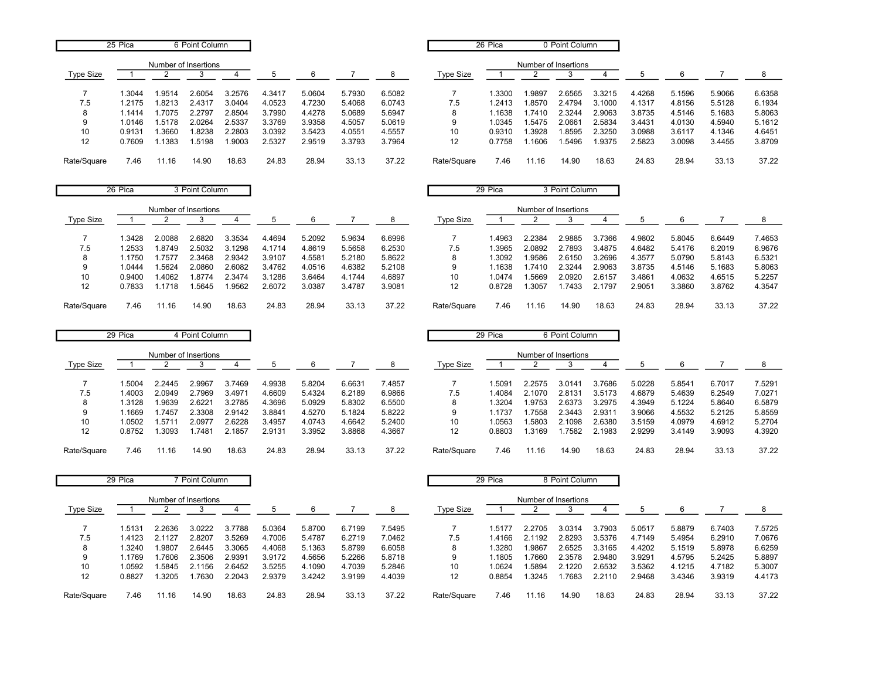## 25 Pica 6 Point Column

| Type Size | Number of Insertions 1 | 2 | 3 | 4 | 5 | 6 | 7 | 8 |
|---|---|---|---|---|---|---|---|---|
| 7 | 1.3044 | 1.9514 | 2.6054 | 3.2576 | 4.3417 | 5.0604 | 5.7930 | 6.5082 |
| 7.5 | 1.2175 | 1.8213 | 2.4317 | 3.0404 | 4.0523 | 4.7230 | 5.4068 | 6.0743 |
| 8 | 1.1414 | 1.7075 | 2.2797 | 2.8504 | 3.7990 | 4.4278 | 5.0689 | 5.6947 |
| 9 | 1.0146 | 1.5178 | 2.0264 | 2.5337 | 3.3769 | 3.9358 | 4.5057 | 5.0619 |
| 10 | 0.9131 | 1.3660 | 1.8238 | 2.2803 | 3.0392 | 3.5423 | 4.0551 | 4.5557 |
| 12 | 0.7609 | 1.1383 | 1.5198 | 1.9003 | 2.5327 | 2.9519 | 3.3793 | 3.7964 |
| Rate/Square | 7.46 | 11.16 | 14.90 | 18.63 | 24.83 | 28.94 | 33.13 | 37.22 |

## 26 Pica 0 Point Column

| Type Size | Number of Insertions 1 | 2 | 3 | 4 | 5 | 6 | 7 | 8 |
|---|---|---|---|---|---|---|---|---|
| 7 | 1.3300 | 1.9897 | 2.6565 | 3.3215 | 4.4268 | 5.1596 | 5.9066 | 6.6358 |
| 7.5 | 1.2413 | 1.8570 | 2.4794 | 3.1000 | 4.1317 | 4.8156 | 5.5128 | 6.1934 |
| 8 | 1.1638 | 1.7410 | 2.3244 | 2.9063 | 3.8735 | 4.5146 | 5.1683 | 5.8063 |
| 9 | 1.0345 | 1.5475 | 2.0661 | 2.5834 | 3.4431 | 4.0130 | 4.5940 | 5.1612 |
| 10 | 0.9310 | 1.3928 | 1.8595 | 2.3250 | 3.0988 | 3.6117 | 4.1346 | 4.6451 |
| 12 | 0.7758 | 1.1606 | 1.5496 | 1.9375 | 2.5823 | 3.0098 | 3.4455 | 3.8709 |
| Rate/Square | 7.46 | 11.16 | 14.90 | 18.63 | 24.83 | 28.94 | 33.13 | 37.22 |

## 26 Pica 3 Point Column

| Type Size | Number of Insertions 1 | 2 | 3 | 4 | 5 | 6 | 7 | 8 |
|---|---|---|---|---|---|---|---|---|
| 7 | 1.3428 | 2.0088 | 2.6820 | 3.3534 | 4.4694 | 5.2092 | 5.9634 | 6.6996 |
| 7.5 | 1.2533 | 1.8749 | 2.5032 | 3.1298 | 4.1714 | 4.8619 | 5.5658 | 6.2530 |
| 8 | 1.1750 | 1.7577 | 2.3468 | 2.9342 | 3.9107 | 4.5581 | 5.2180 | 5.8622 |
| 9 | 1.0444 | 1.5624 | 2.0860 | 2.6082 | 3.4762 | 4.0516 | 4.6382 | 5.2108 |
| 10 | 0.9400 | 1.4062 | 1.8774 | 2.3474 | 3.1286 | 3.6464 | 4.1744 | 4.6897 |
| 12 | 0.7833 | 1.1718 | 1.5645 | 1.9562 | 2.6072 | 3.0387 | 3.4787 | 3.9081 |
| Rate/Square | 7.46 | 11.16 | 14.90 | 18.63 | 24.83 | 28.94 | 33.13 | 37.22 |

## 29 Pica 3 Point Column

| Type Size | Number of Insertions 1 | 2 | 3 | 4 | 5 | 6 | 7 | 8 |
|---|---|---|---|---|---|---|---|---|
| 7 | 1.4963 | 2.2384 | 2.9885 | 3.7366 | 4.9802 | 5.8045 | 6.6449 | 7.4653 |
| 7.5 | 1.3965 | 2.0892 | 2.7893 | 3.4875 | 4.6482 | 5.4176 | 6.2019 | 6.9676 |
| 8 | 1.3092 | 1.9586 | 2.6150 | 3.2696 | 4.3577 | 5.0790 | 5.8143 | 6.5321 |
| 9 | 1.1638 | 1.7410 | 2.3244 | 2.9063 | 3.8735 | 4.5146 | 5.1683 | 5.8063 |
| 10 | 1.0474 | 1.5669 | 2.0920 | 2.6157 | 3.4861 | 4.0632 | 4.6515 | 5.2257 |
| 12 | 0.8728 | 1.3057 | 1.7433 | 2.1797 | 2.9051 | 3.3860 | 3.8762 | 4.3547 |
| Rate/Square | 7.46 | 11.16 | 14.90 | 18.63 | 24.83 | 28.94 | 33.13 | 37.22 |

## 29 Pica 4 Point Column

| Type Size | Number of Insertions 1 | 2 | 3 | 4 | 5 | 6 | 7 | 8 |
|---|---|---|---|---|---|---|---|---|
| 7 | 1.5004 | 2.2445 | 2.9967 | 3.7469 | 4.9938 | 5.8204 | 6.6631 | 7.4857 |
| 7.5 | 1.4003 | 2.0949 | 2.7969 | 3.4971 | 4.6609 | 5.4324 | 6.2189 | 6.9866 |
| 8 | 1.3128 | 1.9639 | 2.6221 | 3.2785 | 4.3696 | 5.0929 | 5.8302 | 6.5500 |
| 9 | 1.1669 | 1.7457 | 2.3308 | 2.9142 | 3.8841 | 4.5270 | 5.1824 | 5.8222 |
| 10 | 1.0502 | 1.5711 | 2.0977 | 2.6228 | 3.4957 | 4.0743 | 4.6642 | 5.2400 |
| 12 | 0.8752 | 1.3093 | 1.7481 | 2.1857 | 2.9131 | 3.3952 | 3.8868 | 4.3667 |
| Rate/Square | 7.46 | 11.16 | 14.90 | 18.63 | 24.83 | 28.94 | 33.13 | 37.22 |

## 29 Pica 6 Point Column

| Type Size | Number of Insertions 1 | 2 | 3 | 4 | 5 | 6 | 7 | 8 |
|---|---|---|---|---|---|---|---|---|
| 7 | 1.5091 | 2.2575 | 3.0141 | 3.7686 | 5.0228 | 5.8541 | 6.7017 | 7.5291 |
| 7.5 | 1.4084 | 2.1070 | 2.8131 | 3.5173 | 4.6879 | 5.4639 | 6.2549 | 7.0271 |
| 8 | 1.3204 | 1.9753 | 2.6373 | 3.2975 | 4.3949 | 5.1224 | 5.8640 | 6.5879 |
| 9 | 1.1737 | 1.7558 | 2.3443 | 2.9311 | 3.9066 | 4.5532 | 5.2125 | 5.8559 |
| 10 | 1.0563 | 1.5803 | 2.1098 | 2.6380 | 3.5159 | 4.0979 | 4.6912 | 5.2704 |
| 12 | 0.8803 | 1.3169 | 1.7582 | 2.1983 | 2.9299 | 3.4149 | 3.9093 | 4.3920 |
| Rate/Square | 7.46 | 11.16 | 14.90 | 18.63 | 24.83 | 28.94 | 33.13 | 37.22 |

## 29 Pica 7 Point Column

| Type Size | Number of Insertions 1 | 2 | 3 | 4 | 5 | 6 | 7 | 8 |
|---|---|---|---|---|---|---|---|---|
| 7 | 1.5131 | 2.2636 | 3.0222 | 3.7788 | 5.0364 | 5.8700 | 6.7199 | 7.5495 |
| 7.5 | 1.4123 | 2.1127 | 2.8207 | 3.5269 | 4.7006 | 5.4787 | 6.2719 | 7.0462 |
| 8 | 1.3240 | 1.9807 | 2.6445 | 3.3065 | 4.4068 | 5.1363 | 5.8799 | 6.6058 |
| 9 | 1.1769 | 1.7606 | 2.3506 | 2.9391 | 3.9172 | 4.5656 | 5.2266 | 5.8718 |
| 10 | 1.0592 | 1.5845 | 2.1156 | 2.6452 | 3.5255 | 4.1090 | 4.7039 | 5.2846 |
| 12 | 0.8827 | 1.3205 | 1.7630 | 2.2043 | 2.9379 | 3.4242 | 3.9199 | 4.4039 |
| Rate/Square | 7.46 | 11.16 | 14.90 | 18.63 | 24.83 | 28.94 | 33.13 | 37.22 |

## 29 Pica 8 Point Column

| Type Size | Number of Insertions 1 | 2 | 3 | 4 | 5 | 6 | 7 | 8 |
|---|---|---|---|---|---|---|---|---|
| 7 | 1.5177 | 2.2705 | 3.0314 | 3.7903 | 5.0517 | 5.8879 | 6.7403 | 7.5725 |
| 7.5 | 1.4166 | 2.1192 | 2.8293 | 3.5376 | 4.7149 | 5.4954 | 6.2910 | 7.0676 |
| 8 | 1.3280 | 1.9867 | 2.6525 | 3.3165 | 4.4202 | 5.1519 | 5.8978 | 6.6259 |
| 9 | 1.1805 | 1.7660 | 2.3578 | 2.9480 | 3.9291 | 4.5795 | 5.2425 | 5.8897 |
| 10 | 1.0624 | 1.5894 | 2.1220 | 2.6532 | 3.5362 | 4.1215 | 4.7182 | 5.3007 |
| 12 | 0.8854 | 1.3245 | 1.7683 | 2.2110 | 2.9468 | 3.4346 | 3.9319 | 4.4173 |
| Rate/Square | 7.46 | 11.16 | 14.90 | 18.63 | 24.83 | 28.94 | 33.13 | 37.22 |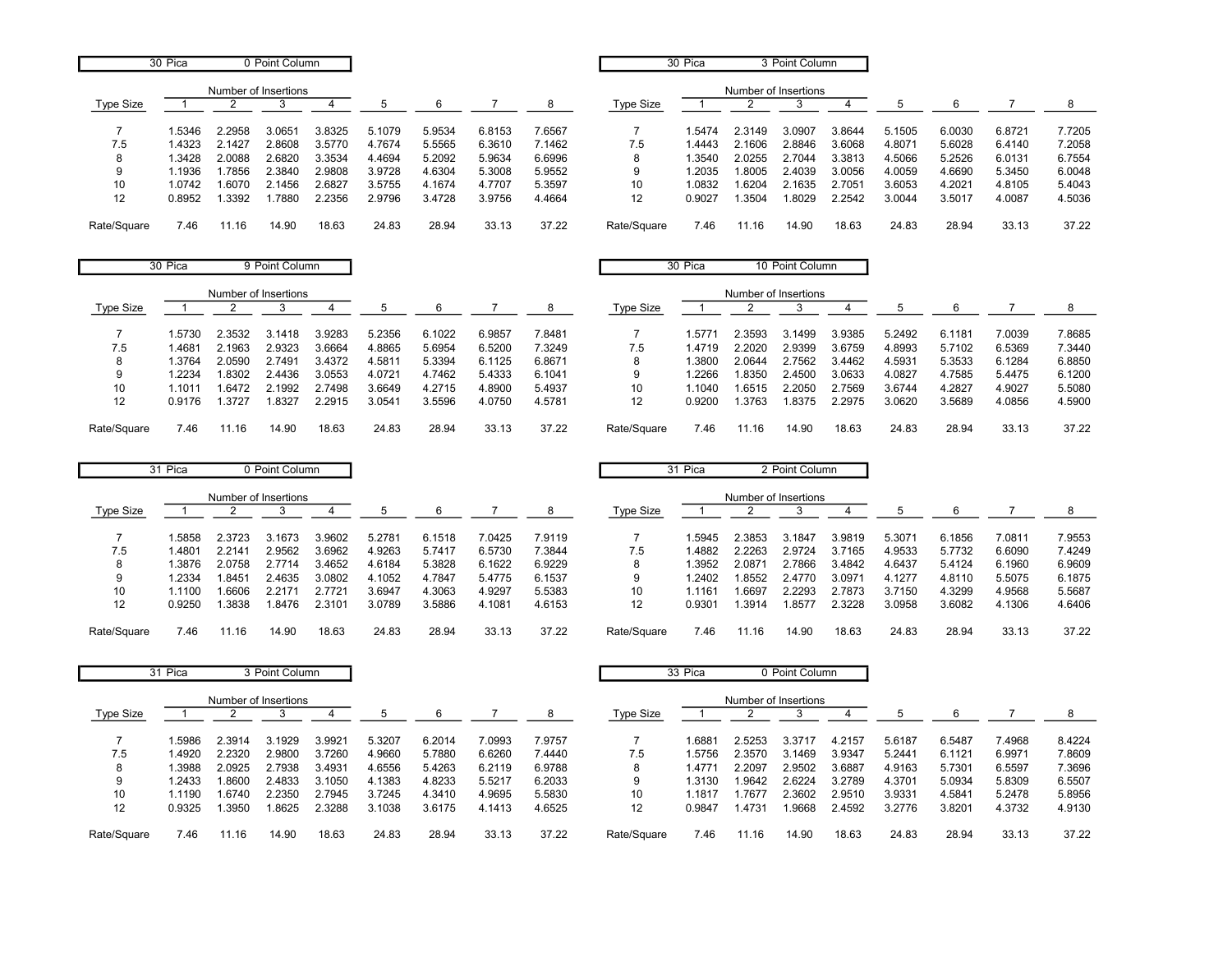## 30 Pica 0 Point Column

| Type Size | 1 | 2 | 3 | 4 | 5 | 6 | 7 | 8 |
|---|---|---|---|---|---|---|---|---|
| | Number of Insertions | | | | | | | |
| 7 | 1.5346 | 2.2958 | 3.0651 | 3.8325 | 5.1079 | 5.9534 | 6.8153 | 7.6567 |
| 7.5 | 1.4323 | 2.1427 | 2.8608 | 3.5770 | 4.7674 | 5.5565 | 6.3610 | 7.1462 |
| 8 | 1.3428 | 2.0088 | 2.6820 | 3.3534 | 4.4694 | 5.2092 | 5.9634 | 6.6996 |
| 9 | 1.1936 | 1.7856 | 2.3840 | 2.9808 | 3.9728 | 4.6304 | 5.3008 | 5.9552 |
| 10 | 1.0742 | 1.6070 | 2.1456 | 2.6827 | 3.5755 | 4.1674 | 4.7707 | 5.3597 |
| 12 | 0.8952 | 1.3392 | 1.7880 | 2.2356 | 2.9796 | 3.4728 | 3.9756 | 4.4664 |
| Rate/Square | 7.46 | 11.16 | 14.90 | 18.63 | 24.83 | 28.94 | 33.13 | 37.22 |

## 30 Pica 3 Point Column

| Type Size | 1 | 2 | 3 | 4 | 5 | 6 | 7 | 8 |
|---|---|---|---|---|---|---|---|---|
| | Number of Insertions | | | | | | | |
| 7 | 1.5474 | 2.3149 | 3.0907 | 3.8644 | 5.1505 | 6.0030 | 6.8721 | 7.7205 |
| 7.5 | 1.4443 | 2.1606 | 2.8846 | 3.6068 | 4.8071 | 5.6028 | 6.4140 | 7.2058 |
| 8 | 1.3540 | 2.0255 | 2.7044 | 3.3813 | 4.5066 | 5.2526 | 6.0131 | 6.7554 |
| 9 | 1.2035 | 1.8005 | 2.4039 | 3.0056 | 4.0059 | 4.6690 | 5.3450 | 6.0048 |
| 10 | 1.0832 | 1.6204 | 2.1635 | 2.7051 | 3.6053 | 4.2021 | 4.8105 | 5.4043 |
| 12 | 0.9027 | 1.3504 | 1.8029 | 2.2542 | 3.0044 | 3.5017 | 4.0087 | 4.5036 |
| Rate/Square | 7.46 | 11.16 | 14.90 | 18.63 | 24.83 | 28.94 | 33.13 | 37.22 |

## 30 Pica 9 Point Column

| Type Size | 1 | 2 | 3 | 4 | 5 | 6 | 7 | 8 |
|---|---|---|---|---|---|---|---|---|
| | Number of Insertions | | | | | | | |
| 7 | 1.5730 | 2.3532 | 3.1418 | 3.9283 | 5.2356 | 6.1022 | 6.9857 | 7.8481 |
| 7.5 | 1.4681 | 2.1963 | 2.9323 | 3.6664 | 4.8865 | 5.6954 | 6.5200 | 7.3249 |
| 8 | 1.3764 | 2.0590 | 2.7491 | 3.4372 | 4.5811 | 5.3394 | 6.1125 | 6.8671 |
| 9 | 1.2234 | 1.8302 | 2.4436 | 3.0553 | 4.0721 | 4.7462 | 5.4333 | 6.1041 |
| 10 | 1.1011 | 1.6472 | 2.1992 | 2.7498 | 3.6649 | 4.2715 | 4.8900 | 5.4937 |
| 12 | 0.9176 | 1.3727 | 1.8327 | 2.2915 | 3.0541 | 3.5596 | 4.0750 | 4.5781 |
| Rate/Square | 7.46 | 11.16 | 14.90 | 18.63 | 24.83 | 28.94 | 33.13 | 37.22 |

## 30 Pica 10 Point Column

| Type Size | 1 | 2 | 3 | 4 | 5 | 6 | 7 | 8 |
|---|---|---|---|---|---|---|---|---|
| | Number of Insertions | | | | | | | |
| 7 | 1.5771 | 2.3593 | 3.1499 | 3.9385 | 5.2492 | 6.1181 | 7.0039 | 7.8685 |
| 7.5 | 1.4719 | 2.2020 | 2.9399 | 3.6759 | 4.8993 | 5.7102 | 6.5369 | 7.3440 |
| 8 | 1.3800 | 2.0644 | 2.7562 | 3.4462 | 4.5931 | 5.3533 | 6.1284 | 6.8850 |
| 9 | 1.2266 | 1.8350 | 2.4500 | 3.0633 | 4.0827 | 4.7585 | 5.4475 | 6.1200 |
| 10 | 1.1040 | 1.6515 | 2.2050 | 2.7569 | 3.6744 | 4.2827 | 4.9027 | 5.5080 |
| 12 | 0.9200 | 1.3763 | 1.8375 | 2.2975 | 3.0620 | 3.5689 | 4.0856 | 4.5900 |
| Rate/Square | 7.46 | 11.16 | 14.90 | 18.63 | 24.83 | 28.94 | 33.13 | 37.22 |

## 31 Pica 0 Point Column

| Type Size | 1 | 2 | 3 | 4 | 5 | 6 | 7 | 8 |
|---|---|---|---|---|---|---|---|---|
| | Number of Insertions | | | | | | | |
| 7 | 1.5858 | 2.3723 | 3.1673 | 3.9602 | 5.2781 | 6.1518 | 7.0425 | 7.9119 |
| 7.5 | 1.4801 | 2.2141 | 2.9562 | 3.6962 | 4.9263 | 5.7417 | 6.5730 | 7.3844 |
| 8 | 1.3876 | 2.0758 | 2.7714 | 3.4652 | 4.6184 | 5.3828 | 6.1622 | 6.9229 |
| 9 | 1.2334 | 1.8451 | 2.4635 | 3.0802 | 4.1052 | 4.7847 | 5.4775 | 6.1537 |
| 10 | 1.1100 | 1.6606 | 2.2171 | 2.7721 | 3.6947 | 4.3063 | 4.9297 | 5.5383 |
| 12 | 0.9250 | 1.3838 | 1.8476 | 2.3101 | 3.0789 | 3.5886 | 4.1081 | 4.6153 |
| Rate/Square | 7.46 | 11.16 | 14.90 | 18.63 | 24.83 | 28.94 | 33.13 | 37.22 |

## 31 Pica 2 Point Column

| Type Size | 1 | 2 | 3 | 4 | 5 | 6 | 7 | 8 |
|---|---|---|---|---|---|---|---|---|
| | Number of Insertions | | | | | | | |
| 7 | 1.5945 | 2.3853 | 3.1847 | 3.9819 | 5.3071 | 6.1856 | 7.0811 | 7.9553 |
| 7.5 | 1.4882 | 2.2263 | 2.9724 | 3.7165 | 4.9533 | 5.7732 | 6.6090 | 7.4249 |
| 8 | 1.3952 | 2.0871 | 2.7866 | 3.4842 | 4.6437 | 5.4124 | 6.1960 | 6.9609 |
| 9 | 1.2402 | 1.8552 | 2.4770 | 3.0971 | 4.1277 | 4.8110 | 5.5075 | 6.1875 |
| 10 | 1.1161 | 1.6697 | 2.2293 | 2.7873 | 3.7150 | 4.3299 | 4.9568 | 5.5687 |
| 12 | 0.9301 | 1.3914 | 1.8577 | 2.3228 | 3.0958 | 3.6082 | 4.1306 | 4.6406 |
| Rate/Square | 7.46 | 11.16 | 14.90 | 18.63 | 24.83 | 28.94 | 33.13 | 37.22 |

## 31 Pica 3 Point Column

| Type Size | 1 | 2 | 3 | 4 | 5 | 6 | 7 | 8 |
|---|---|---|---|---|---|---|---|---|
| | Number of Insertions | | | | | | | |
| 7 | 1.5986 | 2.3914 | 3.1929 | 3.9921 | 5.3207 | 6.2014 | 7.0993 | 7.9757 |
| 7.5 | 1.4920 | 2.2320 | 2.9800 | 3.7260 | 4.9660 | 5.7880 | 6.6260 | 7.4440 |
| 8 | 1.3988 | 2.0925 | 2.7938 | 3.4931 | 4.6556 | 5.4263 | 6.2119 | 6.9788 |
| 9 | 1.2433 | 1.8600 | 2.4833 | 3.1050 | 4.1383 | 4.8233 | 5.5217 | 6.2033 |
| 10 | 1.1190 | 1.6740 | 2.2350 | 2.7945 | 3.7245 | 4.3410 | 4.9695 | 5.5830 |
| 12 | 0.9325 | 1.3950 | 1.8625 | 2.3288 | 3.1038 | 3.6175 | 4.1413 | 4.6525 |
| Rate/Square | 7.46 | 11.16 | 14.90 | 18.63 | 24.83 | 28.94 | 33.13 | 37.22 |

## 33 Pica 0 Point Column

| Type Size | 1 | 2 | 3 | 4 | 5 | 6 | 7 | 8 |
|---|---|---|---|---|---|---|---|---|
| | Number of Insertions | | | | | | | |
| 7 | 1.6881 | 2.5253 | 3.3717 | 4.2157 | 5.6187 | 6.5487 | 7.4968 | 8.4224 |
| 7.5 | 1.5756 | 2.3570 | 3.1469 | 3.9347 | 5.2441 | 6.1121 | 6.9971 | 7.8609 |
| 8 | 1.4771 | 2.2097 | 2.9502 | 3.6887 | 4.9163 | 5.7301 | 6.5597 | 7.3696 |
| 9 | 1.3130 | 1.9642 | 2.6224 | 3.2789 | 4.3701 | 5.0934 | 5.8309 | 6.5507 |
| 10 | 1.1817 | 1.7677 | 2.3602 | 2.9510 | 3.9331 | 4.5841 | 5.2478 | 5.8956 |
| 12 | 0.9847 | 1.4731 | 1.9668 | 2.4592 | 3.2776 | 3.8201 | 4.3732 | 4.9130 |
| Rate/Square | 7.46 | 11.16 | 14.90 | 18.63 | 24.83 | 28.94 | 33.13 | 37.22 |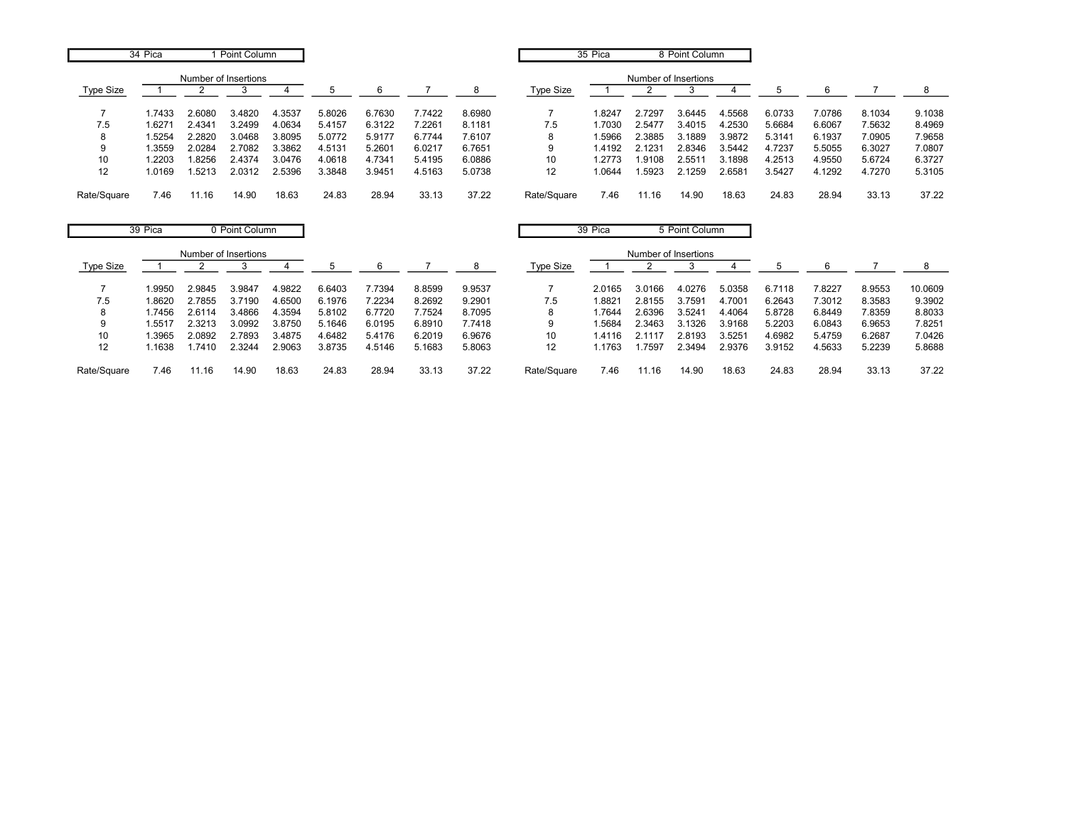**34 Pica 1 Point Column**

| Type Size | 1 | 2 | 3 | 4 | 5 | 6 | 7 | 8 |
|---|---|---|---|---|---|---|---|---|
| | Number of Insertions | | | | | | | |
| 7 | 1.7433 | 2.6080 | 3.4820 | 4.3537 | 5.8026 | 6.7630 | 7.7422 | 8.6980 |
| 7.5 | 1.6271 | 2.4341 | 3.2499 | 4.0634 | 5.4157 | 6.3122 | 7.2261 | 8.1181 |
| 8 | 1.5254 | 2.2820 | 3.0468 | 3.8095 | 5.0772 | 5.9177 | 6.7744 | 7.6107 |
| 9 | 1.3559 | 2.0284 | 2.7082 | 3.3862 | 4.5131 | 5.2601 | 6.0217 | 6.7651 |
| 10 | 1.2203 | 1.8256 | 2.4374 | 3.0476 | 4.0618 | 4.7341 | 5.4195 | 6.0886 |
| 12 | 1.0169 | 1.5213 | 2.0312 | 2.5396 | 3.3848 | 3.9451 | 4.5163 | 5.0738 |
| Rate/Square | 7.46 | 11.16 | 14.90 | 18.63 | 24.83 | 28.94 | 33.13 | 37.22 |

**35 Pica 8 Point Column**

| Type Size | 1 | 2 | 3 | 4 | 5 | 6 | 7 | 8 |
|---|---|---|---|---|---|---|---|---|
| | Number of Insertions | | | | | | | |
| 7 | 1.8247 | 2.7297 | 3.6445 | 4.5568 | 6.0733 | 7.0786 | 8.1034 | 9.1038 |
| 7.5 | 1.7030 | 2.5477 | 3.4015 | 4.2530 | 5.6684 | 6.6067 | 7.5632 | 8.4969 |
| 8 | 1.5966 | 2.3885 | 3.1889 | 3.9872 | 5.3141 | 6.1937 | 7.0905 | 7.9658 |
| 9 | 1.4192 | 2.1231 | 2.8346 | 3.5442 | 4.7237 | 5.5055 | 6.3027 | 7.0807 |
| 10 | 1.2773 | 1.9108 | 2.5511 | 3.1898 | 4.2513 | 4.9550 | 5.6724 | 6.3727 |
| 12 | 1.0644 | 1.5923 | 2.1259 | 2.6581 | 3.5427 | 4.1292 | 4.7270 | 5.3105 |
| Rate/Square | 7.46 | 11.16 | 14.90 | 18.63 | 24.83 | 28.94 | 33.13 | 37.22 |

**39 Pica 0 Point Column**

| Type Size | 1 | 2 | 3 | 4 | 5 | 6 | 7 | 8 |
|---|---|---|---|---|---|---|---|---|
| | Number of Insertions | | | | | | | |
| 7 | 1.9950 | 2.9845 | 3.9847 | 4.9822 | 6.6403 | 7.7394 | 8.8599 | 9.9537 |
| 7.5 | 1.8620 | 2.7855 | 3.7190 | 4.6500 | 6.1976 | 7.2234 | 8.2692 | 9.2901 |
| 8 | 1.7456 | 2.6114 | 3.4866 | 4.3594 | 5.8102 | 6.7720 | 7.7524 | 8.7095 |
| 9 | 1.5517 | 2.3213 | 3.0992 | 3.8750 | 5.1646 | 6.0195 | 6.8910 | 7.7418 |
| 10 | 1.3965 | 2.0892 | 2.7893 | 3.4875 | 4.6482 | 5.4176 | 6.2019 | 6.9676 |
| 12 | 1.1638 | 1.7410 | 2.3244 | 2.9063 | 3.8735 | 4.5146 | 5.1683 | 5.8063 |
| Rate/Square | 7.46 | 11.16 | 14.90 | 18.63 | 24.83 | 28.94 | 33.13 | 37.22 |

**39 Pica 5 Point Column**

| Type Size | 1 | 2 | 3 | 4 | 5 | 6 | 7 | 8 |
|---|---|---|---|---|---|---|---|---|
| | Number of Insertions | | | | | | | |
| 7 | 2.0165 | 3.0166 | 4.0276 | 5.0358 | 6.7118 | 7.8227 | 8.9553 | 10.0609 |
| 7.5 | 1.8821 | 2.8155 | 3.7591 | 4.7001 | 6.2643 | 7.3012 | 8.3583 | 9.3902 |
| 8 | 1.7644 | 2.6396 | 3.5241 | 4.4064 | 5.8728 | 6.8449 | 7.8359 | 8.8033 |
| 9 | 1.5684 | 2.3463 | 3.1326 | 3.9168 | 5.2203 | 6.0843 | 6.9653 | 7.8251 |
| 10 | 1.4116 | 2.1117 | 2.8193 | 3.5251 | 4.6982 | 5.4759 | 6.2687 | 7.0426 |
| 12 | 1.1763 | 1.7597 | 2.3494 | 2.9376 | 3.9152 | 4.5633 | 5.2239 | 5.8688 |
| Rate/Square | 7.46 | 11.16 | 14.90 | 18.63 | 24.83 | 28.94 | 33.13 | 37.22 |